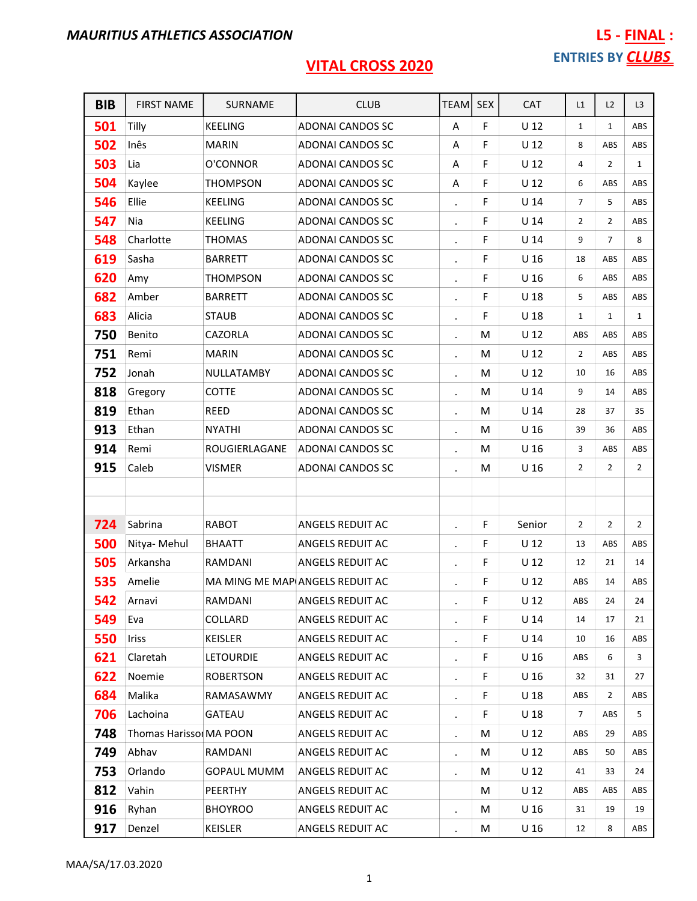**MAURITIUS ATHLETICS ASSOCIATION**

**L5 - FINAL :**

**ENTRIES BY CLUBS**

## VITAL CROSS 2020

| BIB | FIRST NAME | SURNAME | CLUB | TEAM | SEX | CAT | L1 | L2 | L3 |
|---|---|---|---|---|---|---|---|---|---|
| 501 | Tilly | KEELING | ADONAI CANDOS SC | A | F | U 12 | 1 | 1 | ABS |
| 502 | Inês | MARIN | ADONAI CANDOS SC | A | F | U 12 | 8 | ABS | ABS |
| 503 | Lia | O'CONNOR | ADONAI CANDOS SC | A | F | U 12 | 4 | 2 | 1 |
| 504 | Kaylee | THOMPSON | ADONAI CANDOS SC | A | F | U 12 | 6 | ABS | ABS |
| 546 | Ellie | KEELING | ADONAI CANDOS SC | . | F | U 14 | 7 | 5 | ABS |
| 547 | Nia | KEELING | ADONAI CANDOS SC | . | F | U 14 | 2 | 2 | ABS |
| 548 | Charlotte | THOMAS | ADONAI CANDOS SC | . | F | U 14 | 9 | 7 | 8 |
| 619 | Sasha | BARRETT | ADONAI CANDOS SC | . | F | U 16 | 18 | ABS | ABS |
| 620 | Amy | THOMPSON | ADONAI CANDOS SC | . | F | U 16 | 6 | ABS | ABS |
| 682 | Amber | BARRETT | ADONAI CANDOS SC | . | F | U 18 | 5 | ABS | ABS |
| 683 | Alicia | STAUB | ADONAI CANDOS SC | . | F | U 18 | 1 | 1 | 1 |
| 750 | Benito | CAZORLA | ADONAI CANDOS SC | . | M | U 12 | ABS | ABS | ABS |
| 751 | Remi | MARIN | ADONAI CANDOS SC | . | M | U 12 | 2 | ABS | ABS |
| 752 | Jonah | NULLATAMBY | ADONAI CANDOS SC | . | M | U 12 | 10 | 16 | ABS |
| 818 | Gregory | COTTE | ADONAI CANDOS SC | . | M | U 14 | 9 | 14 | ABS |
| 819 | Ethan | REED | ADONAI CANDOS SC | . | M | U 14 | 28 | 37 | 35 |
| 913 | Ethan | NYATHI | ADONAI CANDOS SC | . | M | U 16 | 39 | 36 | ABS |
| 914 | Remi | ROUGIERLAGANE | ADONAI CANDOS SC | . | M | U 16 | 3 | ABS | ABS |
| 915 | Caleb | VISMER | ADONAI CANDOS SC | . | M | U 16 | 2 | 2 | 2 |
| | | | | | | | | | |
| | | | | | | | | | |
| 724 | Sabrina | RABOT | ANGELS REDUIT AC | . | F | Senior | 2 | 2 | 2 |
| 500 | Nitya- Mehul | BHAATT | ANGELS REDUIT AC | . | F | U 12 | 13 | ABS | ABS |
| 505 | Arkansha | RAMDANI | ANGELS REDUIT AC | . | F | U 12 | 12 | 21 | 14 |
| 535 | Amelie | MA MING ME MAP | ANGELS REDUIT AC | . | F | U 12 | ABS | 14 | ABS |
| 542 | Arnavi | RAMDANI | ANGELS REDUIT AC | . | F | U 12 | ABS | 24 | 24 |
| 549 | Eva | COLLARD | ANGELS REDUIT AC | . | F | U 14 | 14 | 17 | 21 |
| 550 | Iriss | KEISLER | ANGELS REDUIT AC | . | F | U 14 | 10 | 16 | ABS |
| 621 | Claretah | LETOURDIE | ANGELS REDUIT AC | . | F | U 16 | ABS | 6 | 3 |
| 622 | Noemie | ROBERTSON | ANGELS REDUIT AC | . | F | U 16 | 32 | 31 | 27 |
| 684 | Malika | RAMASAWMY | ANGELS REDUIT AC | . | F | U 18 | ABS | 2 | ABS |
| 706 | Lachoina | GATEAU | ANGELS REDUIT AC | . | F | U 18 | 7 | ABS | 5 |
| 748 | Thomas Harisso | MA POON | ANGELS REDUIT AC | . | M | U 12 | ABS | 29 | ABS |
| 749 | Abhav | RAMDANI | ANGELS REDUIT AC | . | M | U 12 | ABS | 50 | ABS |
| 753 | Orlando | GOPAUL MUMM | ANGELS REDUIT AC | . | M | U 12 | 41 | 33 | 24 |
| 812 | Vahin | PEERTHY | ANGELS REDUIT AC | | M | U 12 | ABS | ABS | ABS |
| 916 | Ryhan | BHOYROO | ANGELS REDUIT AC | . | M | U 16 | 31 | 19 | 19 |
| 917 | Denzel | KEISLER | ANGELS REDUIT AC | . | M | U 16 | 12 | 8 | ABS |

MAA/SA/17.03.2020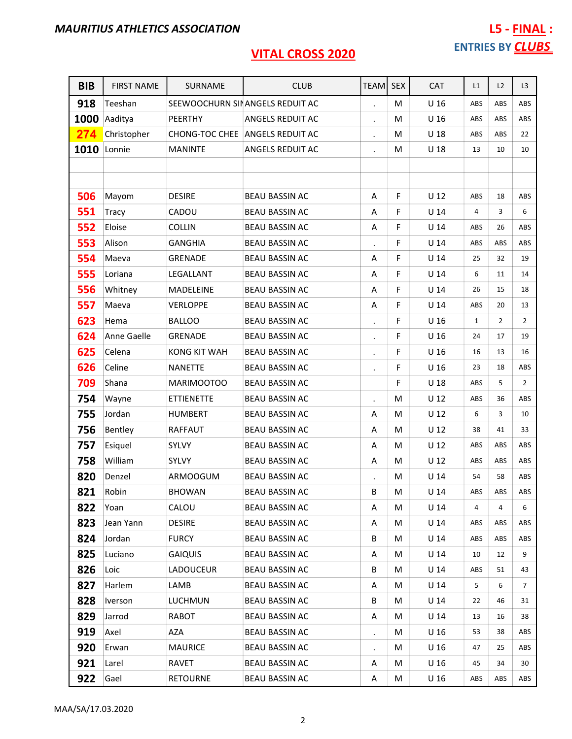MAURITIUS ATHLETICS ASSOCIATION

**L5 - FINAL :**

**ENTRIES BY CLUBS**

# VITAL CROSS 2020

| BIB | FIRST NAME | SURNAME | CLUB | TEAM | SEX | CAT | L1 | L2 | L3 |
|---|---|---|---|---|---|---|---|---|---|
| 918 | Teeshan | SEEWOOCHURN SIN | ANGELS REDUIT AC | . | M | U 16 | ABS | ABS | ABS |
| 1000 | Aaditya | PEERTHY | ANGELS REDUIT AC | . | M | U 16 | ABS | ABS | ABS |
| 274 | Christopher | CHONG-TOC CHEE | ANGELS REDUIT AC | . | M | U 18 | ABS | ABS | 22 |
| 1010 | Lonnie | MANINTE | ANGELS REDUIT AC | . | M | U 18 | 13 | 10 | 10 |
| | | | | | | | | | |
| | | | | | | | | | |
| 506 | Mayom | DESIRE | BEAU BASSIN AC | A | F | U 12 | ABS | 18 | ABS |
| 551 | Tracy | CADOU | BEAU BASSIN AC | A | F | U 14 | 4 | 3 | 6 |
| 552 | Eloise | COLLIN | BEAU BASSIN AC | A | F | U 14 | ABS | 26 | ABS |
| 553 | Alison | GANGHIA | BEAU BASSIN AC | . | F | U 14 | ABS | ABS | ABS |
| 554 | Maeva | GRENADE | BEAU BASSIN AC | A | F | U 14 | 25 | 32 | 19 |
| 555 | Loriana | LEGALLANT | BEAU BASSIN AC | A | F | U 14 | 6 | 11 | 14 |
| 556 | Whitney | MADELEINE | BEAU BASSIN AC | A | F | U 14 | 26 | 15 | 18 |
| 557 | Maeva | VERLOPPE | BEAU BASSIN AC | A | F | U 14 | ABS | 20 | 13 |
| 623 | Hema | BALLOO | BEAU BASSIN AC | . | F | U 16 | 1 | 2 | 2 |
| 624 | Anne Gaelle | GRENADE | BEAU BASSIN AC | . | F | U 16 | 24 | 17 | 19 |
| 625 | Celena | KONG KIT WAH | BEAU BASSIN AC | . | F | U 16 | 16 | 13 | 16 |
| 626 | Celine | NANETTE | BEAU BASSIN AC | . | F | U 16 | 23 | 18 | ABS |
| 709 | Shana | MARIMOOTOO | BEAU BASSIN AC | | F | U 18 | ABS | 5 | 2 |
| 754 | Wayne | ETTIENETTE | BEAU BASSIN AC | . | M | U 12 | ABS | 36 | ABS |
| 755 | Jordan | HUMBERT | BEAU BASSIN AC | A | M | U 12 | 6 | 3 | 10 |
| 756 | Bentley | RAFFAUT | BEAU BASSIN AC | A | M | U 12 | 38 | 41 | 33 |
| 757 | Esiquel | SYLVY | BEAU BASSIN AC | A | M | U 12 | ABS | ABS | ABS |
| 758 | William | SYLVY | BEAU BASSIN AC | A | M | U 12 | ABS | ABS | ABS |
| 820 | Denzel | ARMOOGUM | BEAU BASSIN AC | . | M | U 14 | 54 | 58 | ABS |
| 821 | Robin | BHOWAN | BEAU BASSIN AC | B | M | U 14 | ABS | ABS | ABS |
| 822 | Yoan | CALOU | BEAU BASSIN AC | A | M | U 14 | 4 | 4 | 6 |
| 823 | Jean Yann | DESIRE | BEAU BASSIN AC | A | M | U 14 | ABS | ABS | ABS |
| 824 | Jordan | FURCY | BEAU BASSIN AC | B | M | U 14 | ABS | ABS | ABS |
| 825 | Luciano | GAIQUIS | BEAU BASSIN AC | A | M | U 14 | 10 | 12 | 9 |
| 826 | Loic | LADOUCEUR | BEAU BASSIN AC | B | M | U 14 | ABS | 51 | 43 |
| 827 | Harlem | LAMB | BEAU BASSIN AC | A | M | U 14 | 5 | 6 | 7 |
| 828 | Iverson | LUCHMUN | BEAU BASSIN AC | B | M | U 14 | 22 | 46 | 31 |
| 829 | Jarrod | RABOT | BEAU BASSIN AC | A | M | U 14 | 13 | 16 | 38 |
| 919 | Axel | AZA | BEAU BASSIN AC | . | M | U 16 | 53 | 38 | ABS |
| 920 | Erwan | MAURICE | BEAU BASSIN AC | . | M | U 16 | 47 | 25 | ABS |
| 921 | Larel | RAVET | BEAU BASSIN AC | A | M | U 16 | 45 | 34 | 30 |
| 922 | Gael | RETOURNE | BEAU BASSIN AC | A | M | U 16 | ABS | ABS | ABS |

MAA/SA/17.03.2020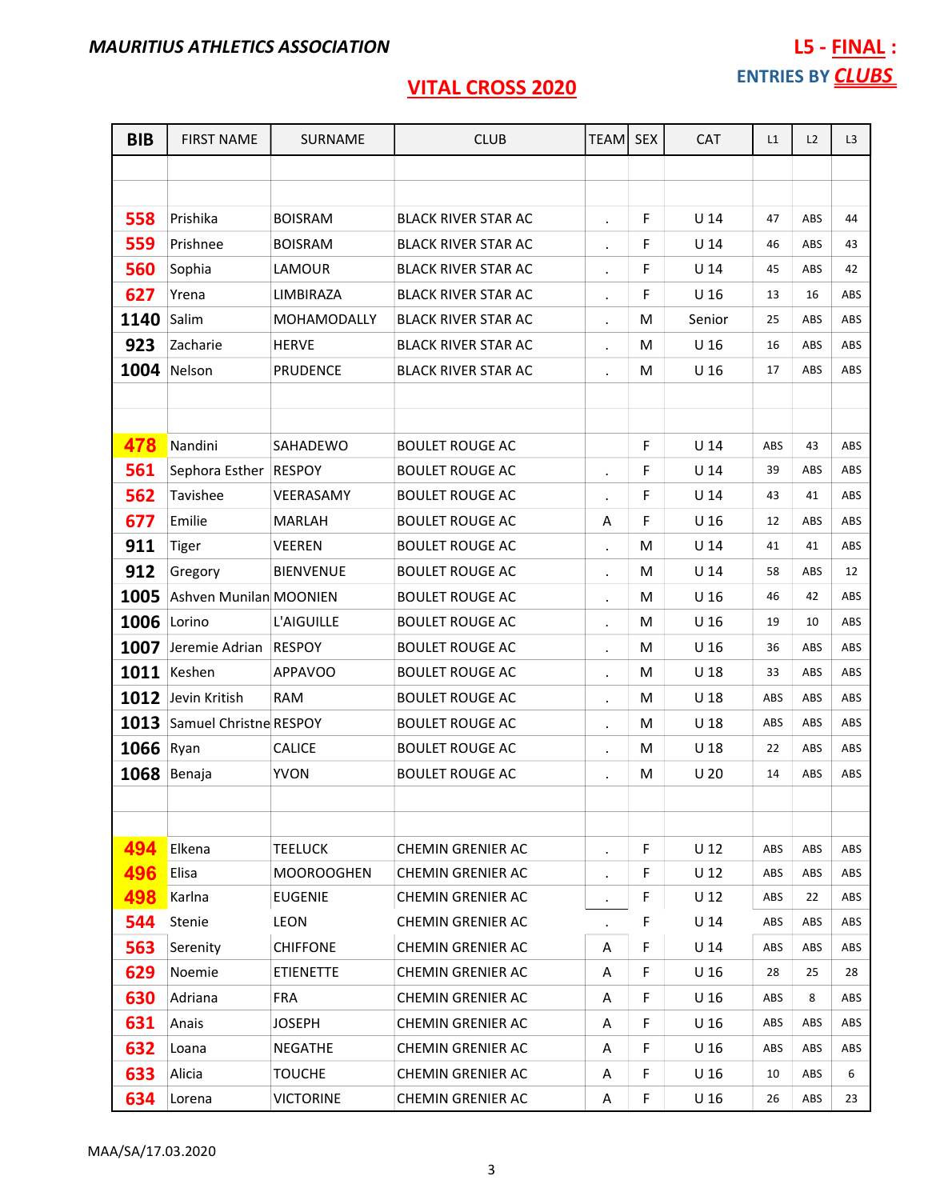***MAURITIUS ATHLETICS ASSOCIATION***

**L5 - FINAL :**

**ENTRIES BY *CLUBS***

## VITAL CROSS 2020

| BIB | FIRST NAME | SURNAME | CLUB | TEAM | SEX | CAT | L1 | L2 | L3 |
|---|---|---|---|---|---|---|---|---|---|
| | | | | | | | | | |
| | | | | | | | | | |
| 558 | Prishika | BOISRAM | BLACK RIVER STAR AC | . | F | U 14 | 47 | ABS | 44 |
| 559 | Prishnee | BOISRAM | BLACK RIVER STAR AC | . | F | U 14 | 46 | ABS | 43 |
| 560 | Sophia | LAMOUR | BLACK RIVER STAR AC | . | F | U 14 | 45 | ABS | 42 |
| 627 | Yrena | LIMBIRAZA | BLACK RIVER STAR AC | . | F | U 16 | 13 | 16 | ABS |
| 1140 | Salim | MOHAMODALLY | BLACK RIVER STAR AC | . | M | Senior | 25 | ABS | ABS |
| 923 | Zacharie | HERVE | BLACK RIVER STAR AC | . | M | U 16 | 16 | ABS | ABS |
| 1004 | Nelson | PRUDENCE | BLACK RIVER STAR AC | . | M | U 16 | 17 | ABS | ABS |
| | | | | | | | | | |
| | | | | | | | | | |
| 478 | Nandini | SAHADEWO | BOULET ROUGE AC | | F | U 14 | ABS | 43 | ABS |
| 561 | Sephora Esther | RESPOY | BOULET ROUGE AC | . | F | U 14 | 39 | ABS | ABS |
| 562 | Tavishee | VEERASAMY | BOULET ROUGE AC | . | F | U 14 | 43 | 41 | ABS |
| 677 | Emilie | MARLAH | BOULET ROUGE AC | A | F | U 16 | 12 | ABS | ABS |
| 911 | Tiger | VEEREN | BOULET ROUGE AC | . | M | U 14 | 41 | 41 | ABS |
| 912 | Gregory | BIENVENUE | BOULET ROUGE AC | . | M | U 14 | 58 | ABS | 12 |
| 1005 | Ashven Munilan | MOONIEN | BOULET ROUGE AC | . | M | U 16 | 46 | 42 | ABS |
| 1006 | Lorino | L'AIGUILLE | BOULET ROUGE AC | . | M | U 16 | 19 | 10 | ABS |
| 1007 | Jeremie Adrian | RESPOY | BOULET ROUGE AC | . | M | U 16 | 36 | ABS | ABS |
| 1011 | Keshen | APPAVOO | BOULET ROUGE AC | . | M | U 18 | 33 | ABS | ABS |
| 1012 | Jevin Kritish | RAM | BOULET ROUGE AC | . | M | U 18 | ABS | ABS | ABS |
| 1013 | Samuel Christne | RESPOY | BOULET ROUGE AC | . | M | U 18 | ABS | ABS | ABS |
| 1066 | Ryan | CALICE | BOULET ROUGE AC | . | M | U 18 | 22 | ABS | ABS |
| 1068 | Benaja | YVON | BOULET ROUGE AC | . | M | U 20 | 14 | ABS | ABS |
| | | | | | | | | | |
| | | | | | | | | | |
| 494 | Elkena | TEELUCK | CHEMIN GRENIER AC | . | F | U 12 | ABS | ABS | ABS |
| 496 | Elisa | MOOROOGHEN | CHEMIN GRENIER AC | . | F | U 12 | ABS | ABS | ABS |
| 498 | Karlna | EUGENIE | CHEMIN GRENIER AC | . | F | U 12 | ABS | 22 | ABS |
| 544 | Stenie | LEON | CHEMIN GRENIER AC | . | F | U 14 | ABS | ABS | ABS |
| 563 | Serenity | CHIFFONE | CHEMIN GRENIER AC | A | F | U 14 | ABS | ABS | ABS |
| 629 | Noemie | ETIENETTE | CHEMIN GRENIER AC | A | F | U 16 | 28 | 25 | 28 |
| 630 | Adriana | FRA | CHEMIN GRENIER AC | A | F | U 16 | ABS | 8 | ABS |
| 631 | Anais | JOSEPH | CHEMIN GRENIER AC | A | F | U 16 | ABS | ABS | ABS |
| 632 | Loana | NEGATHE | CHEMIN GRENIER AC | A | F | U 16 | ABS | ABS | ABS |
| 633 | Alicia | TOUCHE | CHEMIN GRENIER AC | A | F | U 16 | 10 | ABS | 6 |
| 634 | Lorena | VICTORINE | CHEMIN GRENIER AC | A | F | U 16 | 26 | ABS | 23 |

MAA/SA/17.03.2020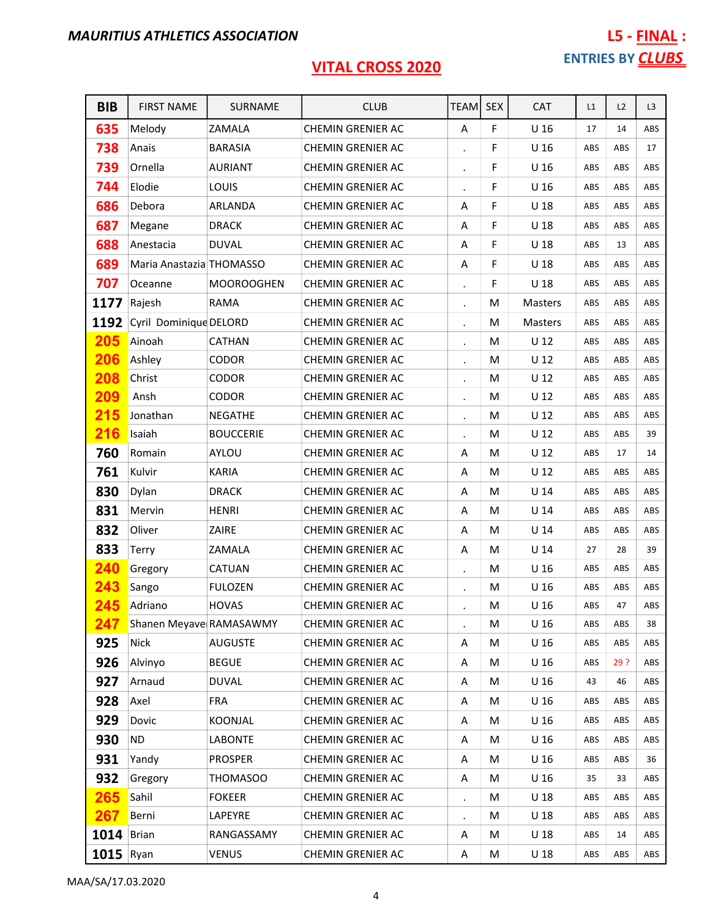**MAURITIUS ATHLETICS ASSOCIATION**

**L5 - FINAL :**

**ENTRIES BY CLUBS**

## VITAL CROSS 2020

| BIB | FIRST NAME | SURNAME | CLUB | TEAM | SEX | CAT | L1 | L2 | L3 |
|---|---|---|---|---|---|---|---|---|---|
| 635 | Melody | ZAMALA | CHEMIN GRENIER AC | A | F | U 16 | 17 | 14 | ABS |
| 738 | Anais | BARASIA | CHEMIN GRENIER AC | . | F | U 16 | ABS | ABS | 17 |
| 739 | Ornella | AURIANT | CHEMIN GRENIER AC | . | F | U 16 | ABS | ABS | ABS |
| 744 | Elodie | LOUIS | CHEMIN GRENIER AC | . | F | U 16 | ABS | ABS | ABS |
| 686 | Debora | ARLANDA | CHEMIN GRENIER AC | A | F | U 18 | ABS | ABS | ABS |
| 687 | Megane | DRACK | CHEMIN GRENIER AC | A | F | U 18 | ABS | ABS | ABS |
| 688 | Anestacia | DUVAL | CHEMIN GRENIER AC | A | F | U 18 | ABS | 13 | ABS |
| 689 | Maria Anastazia | THOMASSO | CHEMIN GRENIER AC | A | F | U 18 | ABS | ABS | ABS |
| 707 | Oceanne | MOOROOGHEN | CHEMIN GRENIER AC | . | F | U 18 | ABS | ABS | ABS |
| 1177 | Rajesh | RAMA | CHEMIN GRENIER AC | . | M | Masters | ABS | ABS | ABS |
| 1192 | Cyril Dominique | DELORD | CHEMIN GRENIER AC | . | M | Masters | ABS | ABS | ABS |
| 205 | Ainoah | CATHAN | CHEMIN GRENIER AC | . | M | U 12 | ABS | ABS | ABS |
| 206 | Ashley | CODOR | CHEMIN GRENIER AC | . | M | U 12 | ABS | ABS | ABS |
| 208 | Christ | CODOR | CHEMIN GRENIER AC | . | M | U 12 | ABS | ABS | ABS |
| 209 | Ansh | CODOR | CHEMIN GRENIER AC | . | M | U 12 | ABS | ABS | ABS |
| 215 | Jonathan | NEGATHE | CHEMIN GRENIER AC | . | M | U 12 | ABS | ABS | ABS |
| 216 | Isaiah | BOUCCERIE | CHEMIN GRENIER AC | . | M | U 12 | ABS | ABS | 39 |
| 760 | Romain | AYLOU | CHEMIN GRENIER AC | A | M | U 12 | ABS | 17 | 14 |
| 761 | Kulvir | KARIA | CHEMIN GRENIER AC | A | M | U 12 | ABS | ABS | ABS |
| 830 | Dylan | DRACK | CHEMIN GRENIER AC | A | M | U 14 | ABS | ABS | ABS |
| 831 | Mervin | HENRI | CHEMIN GRENIER AC | A | M | U 14 | ABS | ABS | ABS |
| 832 | Oliver | ZAIRE | CHEMIN GRENIER AC | A | M | U 14 | ABS | ABS | ABS |
| 833 | Terry | ZAMALA | CHEMIN GRENIER AC | A | M | U 14 | 27 | 28 | 39 |
| 240 | Gregory | CATUAN | CHEMIN GRENIER AC | . | M | U 16 | ABS | ABS | ABS |
| 243 | Sango | FULOZEN | CHEMIN GRENIER AC | . | M | U 16 | ABS | ABS | ABS |
| 245 | Adriano | HOVAS | CHEMIN GRENIER AC | . | M | U 16 | ABS | 47 | ABS |
| 247 | Shanen Meyave | RAMASAWMY | CHEMIN GRENIER AC | . | M | U 16 | ABS | ABS | 38 |
| 925 | Nick | AUGUSTE | CHEMIN GRENIER AC | A | M | U 16 | ABS | ABS | ABS |
| 926 | Alvinyo | BEGUE | CHEMIN GRENIER AC | A | M | U 16 | ABS | 29 ? | ABS |
| 927 | Arnaud | DUVAL | CHEMIN GRENIER AC | A | M | U 16 | 43 | 46 | ABS |
| 928 | Axel | FRA | CHEMIN GRENIER AC | A | M | U 16 | ABS | ABS | ABS |
| 929 | Dovic | KOONJAL | CHEMIN GRENIER AC | A | M | U 16 | ABS | ABS | ABS |
| 930 | ND | LABONTE | CHEMIN GRENIER AC | A | M | U 16 | ABS | ABS | ABS |
| 931 | Yandy | PROSPER | CHEMIN GRENIER AC | A | M | U 16 | ABS | ABS | 36 |
| 932 | Gregory | THOMASOO | CHEMIN GRENIER AC | A | M | U 16 | 35 | 33 | ABS |
| 265 | Sahil | FOKEER | CHEMIN GRENIER AC | . | M | U 18 | ABS | ABS | ABS |
| 267 | Berni | LAPEYRE | CHEMIN GRENIER AC | . | M | U 18 | ABS | ABS | ABS |
| 1014 | Brian | RANGASSAMY | CHEMIN GRENIER AC | A | M | U 18 | ABS | 14 | ABS |
| 1015 | Ryan | VENUS | CHEMIN GRENIER AC | A | M | U 18 | ABS | ABS | ABS |

MAA/SA/17.03.2020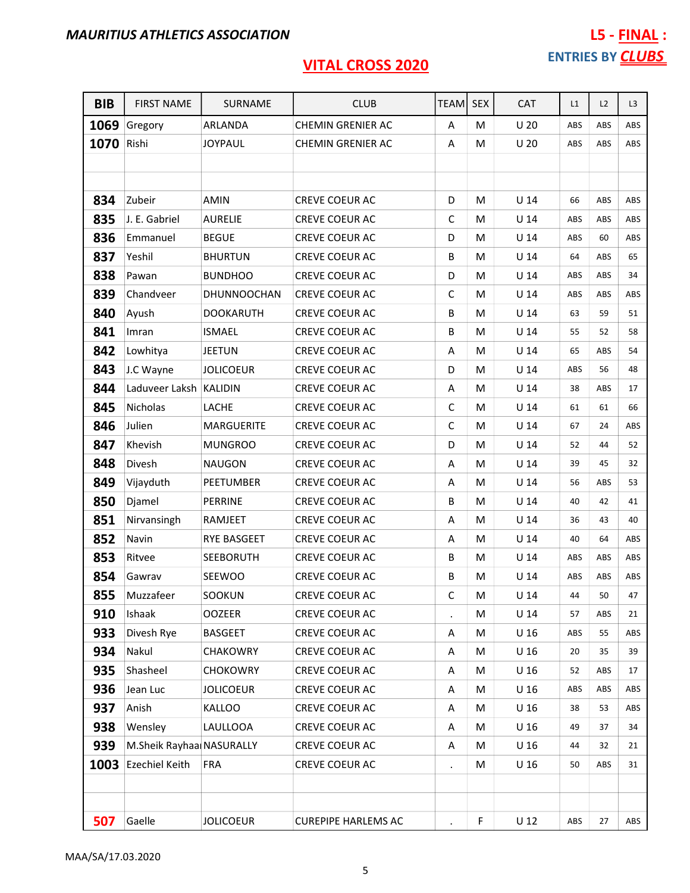MAURITIUS ATHLETICS ASSOCIATION

**L5 - FINAL :**

**ENTRIES BY CLUBS**

# VITAL CROSS 2020

| BIB | FIRST NAME | SURNAME | CLUB | TEAM | SEX | CAT | L1 | L2 | L3 |
|---|---|---|---|---|---|---|---|---|---|
| 1069 | Gregory | ARLANDA | CHEMIN GRENIER AC | A | M | U 20 | ABS | ABS | ABS |
| 1070 | Rishi | JOYPAUL | CHEMIN GRENIER AC | A | M | U 20 | ABS | ABS | ABS |
| | | | | | | | | | |
| | | | | | | | | | |
| 834 | Zubeir | AMIN | CREVE COEUR AC | D | M | U 14 | 66 | ABS | ABS |
| 835 | J. E. Gabriel | AURELIE | CREVE COEUR AC | C | M | U 14 | ABS | ABS | ABS |
| 836 | Emmanuel | BEGUE | CREVE COEUR AC | D | M | U 14 | ABS | 60 | ABS |
| 837 | Yeshil | BHURTUN | CREVE COEUR AC | B | M | U 14 | 64 | ABS | 65 |
| 838 | Pawan | BUNDHOO | CREVE COEUR AC | D | M | U 14 | ABS | ABS | 34 |
| 839 | Chandveer | DHUNNOOCHAN | CREVE COEUR AC | C | M | U 14 | ABS | ABS | ABS |
| 840 | Ayush | DOOKARUTH | CREVE COEUR AC | B | M | U 14 | 63 | 59 | 51 |
| 841 | Imran | ISMAEL | CREVE COEUR AC | B | M | U 14 | 55 | 52 | 58 |
| 842 | Lowhitya | JEETUN | CREVE COEUR AC | A | M | U 14 | 65 | ABS | 54 |
| 843 | J.C Wayne | JOLICOEUR | CREVE COEUR AC | D | M | U 14 | ABS | 56 | 48 |
| 844 | Laduveer Laksh | KALIDIN | CREVE COEUR AC | A | M | U 14 | 38 | ABS | 17 |
| 845 | Nicholas | LACHE | CREVE COEUR AC | C | M | U 14 | 61 | 61 | 66 |
| 846 | Julien | MARGUERITE | CREVE COEUR AC | C | M | U 14 | 67 | 24 | ABS |
| 847 | Khevish | MUNGROO | CREVE COEUR AC | D | M | U 14 | 52 | 44 | 52 |
| 848 | Divesh | NAUGON | CREVE COEUR AC | A | M | U 14 | 39 | 45 | 32 |
| 849 | Vijayduth | PEETUMBER | CREVE COEUR AC | A | M | U 14 | 56 | ABS | 53 |
| 850 | Djamel | PERRINE | CREVE COEUR AC | B | M | U 14 | 40 | 42 | 41 |
| 851 | Nirvansingh | RAMJEET | CREVE COEUR AC | A | M | U 14 | 36 | 43 | 40 |
| 852 | Navin | RYE BASGEET | CREVE COEUR AC | A | M | U 14 | 40 | 64 | ABS |
| 853 | Ritvee | SEEBORUTH | CREVE COEUR AC | B | M | U 14 | ABS | ABS | ABS |
| 854 | Gawrav | SEEWOO | CREVE COEUR AC | B | M | U 14 | ABS | ABS | ABS |
| 855 | Muzzafeer | SOOKUN | CREVE COEUR AC | C | M | U 14 | 44 | 50 | 47 |
| 910 | Ishaak | OOZEER | CREVE COEUR AC | . | M | U 14 | 57 | ABS | 21 |
| 933 | Divesh Rye | BASGEET | CREVE COEUR AC | A | M | U 16 | ABS | 55 | ABS |
| 934 | Nakul | CHAKOWRY | CREVE COEUR AC | A | M | U 16 | 20 | 35 | 39 |
| 935 | Shasheel | CHOKOWRY | CREVE COEUR AC | A | M | U 16 | 52 | ABS | 17 |
| 936 | Jean Luc | JOLICOEUR | CREVE COEUR AC | A | M | U 16 | ABS | ABS | ABS |
| 937 | Anish | KALLOO | CREVE COEUR AC | A | M | U 16 | 38 | 53 | ABS |
| 938 | Wensley | LAULLOOA | CREVE COEUR AC | A | M | U 16 | 49 | 37 | 34 |
| 939 | M.Sheik Rayhaan | NASURALLY | CREVE COEUR AC | A | M | U 16 | 44 | 32 | 21 |
| 1003 | Ezechiel Keith | FRA | CREVE COEUR AC | . | M | U 16 | 50 | ABS | 31 |
| | | | | | | | | | |
| | | | | | | | | | |
| 507 | Gaelle | JOLICOEUR | CUREPIPE HARLEMS AC | . | F | U 12 | ABS | 27 | ABS |

MAA/SA/17.03.2020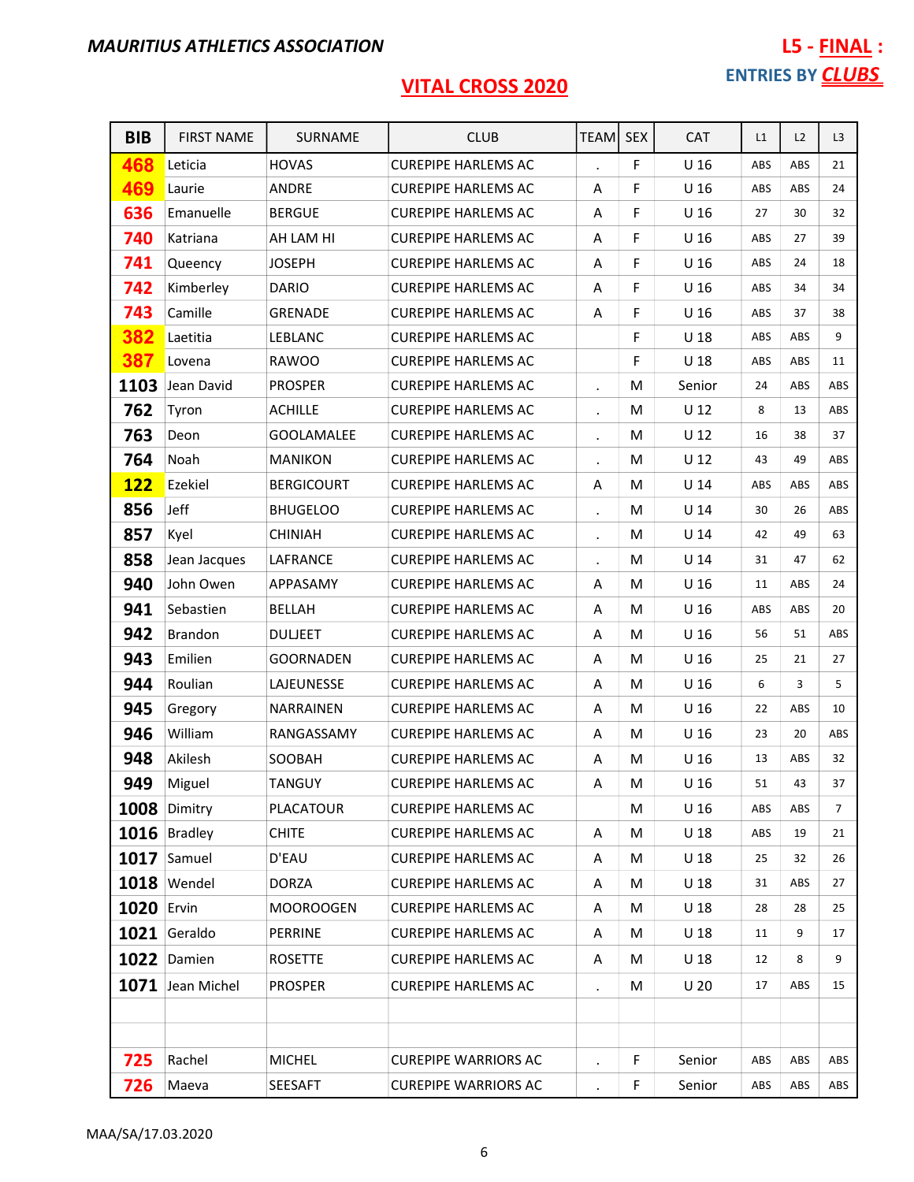**MAURITIUS ATHLETICS ASSOCIATION**

**L5 - FINAL :**

**ENTRIES BY CLUBS**

## VITAL CROSS 2020

| BIB | FIRST NAME | SURNAME | CLUB | TEAM | SEX | CAT | L1 | L2 | L3 |
|---|---|---|---|---|---|---|---|---|---|
| 468 | Leticia | HOVAS | CUREPIPE HARLEMS AC | . | F | U 16 | ABS | ABS | 21 |
| 469 | Laurie | ANDRE | CUREPIPE HARLEMS AC | A | F | U 16 | ABS | ABS | 24 |
| 636 | Emanuelle | BERGUE | CUREPIPE HARLEMS AC | A | F | U 16 | 27 | 30 | 32 |
| 740 | Katriana | AH LAM HI | CUREPIPE HARLEMS AC | A | F | U 16 | ABS | 27 | 39 |
| 741 | Queency | JOSEPH | CUREPIPE HARLEMS AC | A | F | U 16 | ABS | 24 | 18 |
| 742 | Kimberley | DARIO | CUREPIPE HARLEMS AC | A | F | U 16 | ABS | 34 | 34 |
| 743 | Camille | GRENADE | CUREPIPE HARLEMS AC | A | F | U 16 | ABS | 37 | 38 |
| 382 | Laetitia | LEBLANC | CUREPIPE HARLEMS AC | | F | U 18 | ABS | ABS | 9 |
| 387 | Lovena | RAWOO | CUREPIPE HARLEMS AC | | F | U 18 | ABS | ABS | 11 |
| 1103 | Jean David | PROSPER | CUREPIPE HARLEMS AC | . | M | Senior | 24 | ABS | ABS |
| 762 | Tyron | ACHILLE | CUREPIPE HARLEMS AC | . | M | U 12 | 8 | 13 | ABS |
| 763 | Deon | GOOLAMALEE | CUREPIPE HARLEMS AC | . | M | U 12 | 16 | 38 | 37 |
| 764 | Noah | MANIKON | CUREPIPE HARLEMS AC | . | M | U 12 | 43 | 49 | ABS |
| 122 | Ezekiel | BERGICOURT | CUREPIPE HARLEMS AC | A | M | U 14 | ABS | ABS | ABS |
| 856 | Jeff | BHUGELOO | CUREPIPE HARLEMS AC | . | M | U 14 | 30 | 26 | ABS |
| 857 | Kyel | CHINIAH | CUREPIPE HARLEMS AC | . | M | U 14 | 42 | 49 | 63 |
| 858 | Jean Jacques | LAFRANCE | CUREPIPE HARLEMS AC | . | M | U 14 | 31 | 47 | 62 |
| 940 | John Owen | APPASAMY | CUREPIPE HARLEMS AC | A | M | U 16 | 11 | ABS | 24 |
| 941 | Sebastien | BELLAH | CUREPIPE HARLEMS AC | A | M | U 16 | ABS | ABS | 20 |
| 942 | Brandon | DULJEET | CUREPIPE HARLEMS AC | A | M | U 16 | 56 | 51 | ABS |
| 943 | Emilien | GOORNADEN | CUREPIPE HARLEMS AC | A | M | U 16 | 25 | 21 | 27 |
| 944 | Roulian | LAJEUNESSE | CUREPIPE HARLEMS AC | A | M | U 16 | 6 | 3 | 5 |
| 945 | Gregory | NARRAINEN | CUREPIPE HARLEMS AC | A | M | U 16 | 22 | ABS | 10 |
| 946 | William | RANGASSAMY | CUREPIPE HARLEMS AC | A | M | U 16 | 23 | 20 | ABS |
| 948 | Akilesh | SOOBAH | CUREPIPE HARLEMS AC | A | M | U 16 | 13 | ABS | 32 |
| 949 | Miguel | TANGUY | CUREPIPE HARLEMS AC | A | M | U 16 | 51 | 43 | 37 |
| 1008 | Dimitry | PLACATOUR | CUREPIPE HARLEMS AC | | M | U 16 | ABS | ABS | 7 |
| 1016 | Bradley | CHITE | CUREPIPE HARLEMS AC | A | M | U 18 | ABS | 19 | 21 |
| 1017 | Samuel | D'EAU | CUREPIPE HARLEMS AC | A | M | U 18 | 25 | 32 | 26 |
| 1018 | Wendel | DORZA | CUREPIPE HARLEMS AC | A | M | U 18 | 31 | ABS | 27 |
| 1020 | Ervin | MOOROOGEN | CUREPIPE HARLEMS AC | A | M | U 18 | 28 | 28 | 25 |
| 1021 | Geraldo | PERRINE | CUREPIPE HARLEMS AC | A | M | U 18 | 11 | 9 | 17 |
| 1022 | Damien | ROSETTE | CUREPIPE HARLEMS AC | A | M | U 18 | 12 | 8 | 9 |
| 1071 | Jean Michel | PROSPER | CUREPIPE HARLEMS AC | . | M | U 20 | 17 | ABS | 15 |
| | | | | | | | | | |
| | | | | | | | | | |
| 725 | Rachel | MICHEL | CUREPIPE WARRIORS AC | . | F | Senior | ABS | ABS | ABS |
| 726 | Maeva | SEESAFT | CUREPIPE WARRIORS AC | . | F | Senior | ABS | ABS | ABS |

MAA/SA/17.03.2020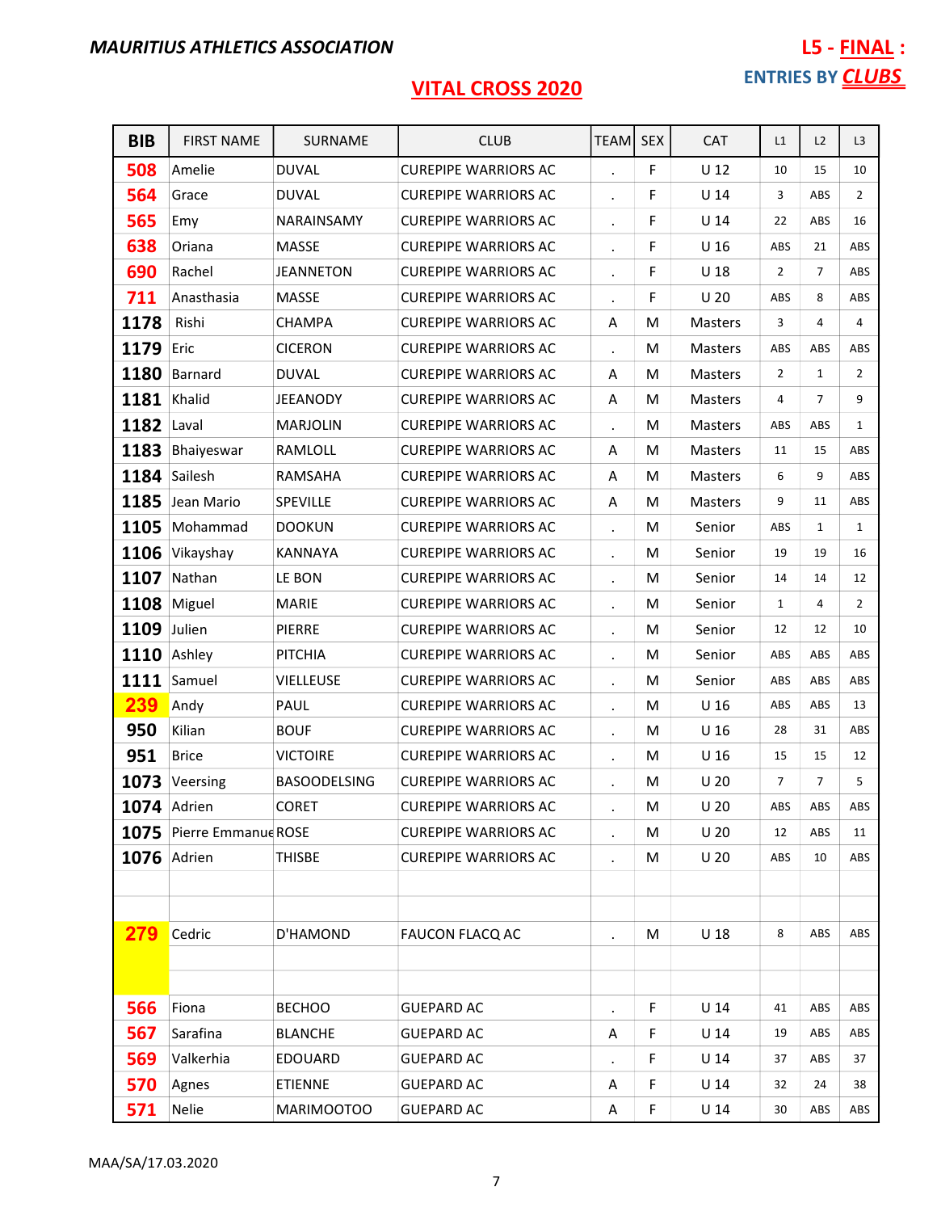**MAURITIUS ATHLETICS ASSOCIATION**

**L5 - FINAL :**

**ENTRIES BY CLUBS**

## VITAL CROSS 2020

| BIB | FIRST NAME | SURNAME | CLUB | TEAM | SEX | CAT | L1 | L2 | L3 |
|---|---|---|---|---|---|---|---|---|---|
| 508 | Amelie | DUVAL | CUREPIPE WARRIORS AC | . | F | U 12 | 10 | 15 | 10 |
| 564 | Grace | DUVAL | CUREPIPE WARRIORS AC | . | F | U 14 | 3 | ABS | 2 |
| 565 | Emy | NARAINSAMY | CUREPIPE WARRIORS AC | . | F | U 14 | 22 | ABS | 16 |
| 638 | Oriana | MASSE | CUREPIPE WARRIORS AC | . | F | U 16 | ABS | 21 | ABS |
| 690 | Rachel | JEANNETON | CUREPIPE WARRIORS AC | . | F | U 18 | 2 | 7 | ABS |
| 711 | Anasthasia | MASSE | CUREPIPE WARRIORS AC | . | F | U 20 | ABS | 8 | ABS |
| 1178 | Rishi | CHAMPA | CUREPIPE WARRIORS AC | A | M | Masters | 3 | 4 | 4 |
| 1179 | Eric | CICERON | CUREPIPE WARRIORS AC | . | M | Masters | ABS | ABS | ABS |
| 1180 | Barnard | DUVAL | CUREPIPE WARRIORS AC | A | M | Masters | 2 | 1 | 2 |
| 1181 | Khalid | JEEANODY | CUREPIPE WARRIORS AC | A | M | Masters | 4 | 7 | 9 |
| 1182 | Laval | MARJOLIN | CUREPIPE WARRIORS AC | . | M | Masters | ABS | ABS | 1 |
| 1183 | Bhaiyeswar | RAMLOLL | CUREPIPE WARRIORS AC | A | M | Masters | 11 | 15 | ABS |
| 1184 | Sailesh | RAMSAHA | CUREPIPE WARRIORS AC | A | M | Masters | 6 | 9 | ABS |
| 1185 | Jean Mario | SPEVILLE | CUREPIPE WARRIORS AC | A | M | Masters | 9 | 11 | ABS |
| 1105 | Mohammad | DOOKUN | CUREPIPE WARRIORS AC | . | M | Senior | ABS | 1 | 1 |
| 1106 | Vikayshay | KANNAYA | CUREPIPE WARRIORS AC | . | M | Senior | 19 | 19 | 16 |
| 1107 | Nathan | LE BON | CUREPIPE WARRIORS AC | . | M | Senior | 14 | 14 | 12 |
| 1108 | Miguel | MARIE | CUREPIPE WARRIORS AC | . | M | Senior | 1 | 4 | 2 |
| 1109 | Julien | PIERRE | CUREPIPE WARRIORS AC | . | M | Senior | 12 | 12 | 10 |
| 1110 | Ashley | PITCHIA | CUREPIPE WARRIORS AC | . | M | Senior | ABS | ABS | ABS |
| 1111 | Samuel | VIELLEUSE | CUREPIPE WARRIORS AC | . | M | Senior | ABS | ABS | ABS |
| 239 | Andy | PAUL | CUREPIPE WARRIORS AC | . | M | U 16 | ABS | ABS | 13 |
| 950 | Kilian | BOUF | CUREPIPE WARRIORS AC | . | M | U 16 | 28 | 31 | ABS |
| 951 | Brice | VICTOIRE | CUREPIPE WARRIORS AC | . | M | U 16 | 15 | 15 | 12 |
| 1073 | Veersing | BASOODELSING | CUREPIPE WARRIORS AC | . | M | U 20 | 7 | 7 | 5 |
| 1074 | Adrien | CORET | CUREPIPE WARRIORS AC | . | M | U 20 | ABS | ABS | ABS |
| 1075 | Pierre Emmanuel | ROSE | CUREPIPE WARRIORS AC | . | M | U 20 | 12 | ABS | 11 |
| 1076 | Adrien | THISBE | CUREPIPE WARRIORS AC | . | M | U 20 | ABS | 10 | ABS |
| | | | | | | | | | |
| | | | | | | | | | |
| 279 | Cedric | D'HAMOND | FAUCON FLACQ AC | . | M | U 18 | 8 | ABS | ABS |
| | | | | | | | | | |
| | | | | | | | | | |
| 566 | Fiona | BECHOO | GUEPARD AC | . | F | U 14 | 41 | ABS | ABS |
| 567 | Sarafina | BLANCHE | GUEPARD AC | A | F | U 14 | 19 | ABS | ABS |
| 569 | Valkerhia | EDOUARD | GUEPARD AC | . | F | U 14 | 37 | ABS | 37 |
| 570 | Agnes | ETIENNE | GUEPARD AC | A | F | U 14 | 32 | 24 | 38 |
| 571 | Nelie | MARIMOOTOO | GUEPARD AC | A | F | U 14 | 30 | ABS | ABS |

MAA/SA/17.03.2020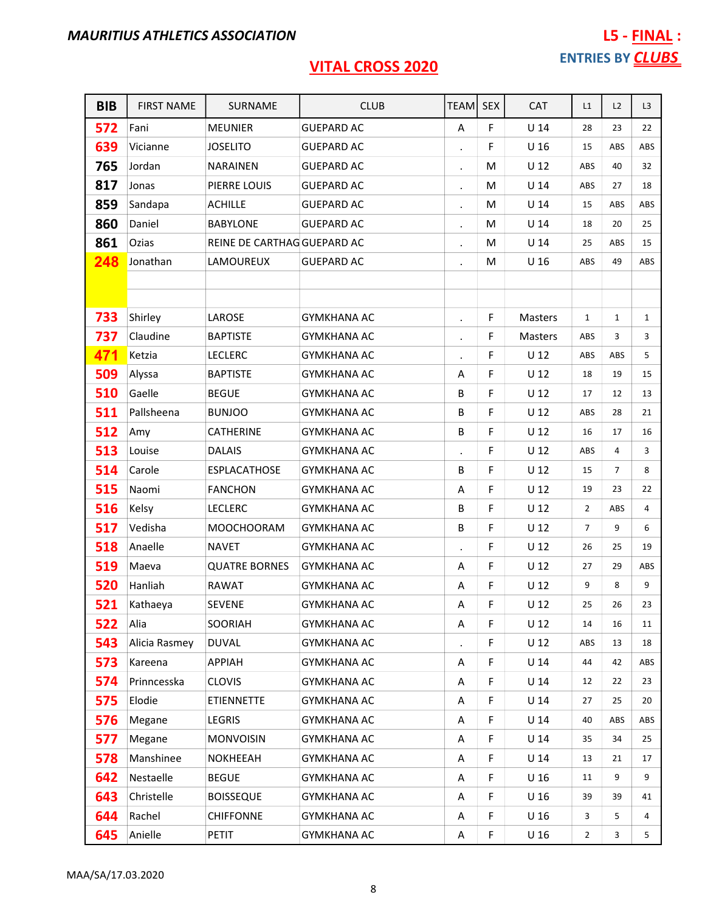**MAURITIUS ATHLETICS ASSOCIATION**

**L5 - FINAL :**

**ENTRIES BY CLUBS**

## VITAL CROSS 2020

| BIB | FIRST NAME | SURNAME | CLUB | TEAM | SEX | CAT | L1 | L2 | L3 |
|---|---|---|---|---|---|---|---|---|---|
| 572 | Fani | MEUNIER | GUEPARD AC | A | F | U 14 | 28 | 23 | 22 |
| 639 | Vicianne | JOSELITO | GUEPARD AC | . | F | U 16 | 15 | ABS | ABS |
| 765 | Jordan | NARAINEN | GUEPARD AC | . | M | U 12 | ABS | 40 | 32 |
| 817 | Jonas | PIERRE LOUIS | GUEPARD AC | . | M | U 14 | ABS | 27 | 18 |
| 859 | Sandapa | ACHILLE | GUEPARD AC | . | M | U 14 | 15 | ABS | ABS |
| 860 | Daniel | BABYLONE | GUEPARD AC | . | M | U 14 | 18 | 20 | 25 |
| 861 | Ozias | REINE DE CARTHAG | GUEPARD AC | . | M | U 14 | 25 | ABS | 15 |
| 248 | Jonathan | LAMOUREUX | GUEPARD AC | . | M | U 16 | ABS | 49 | ABS |
| | | | | | | | | | |
| | | | | | | | | | |
| 733 | Shirley | LAROSE | GYMKHANA AC | . | F | Masters | 1 | 1 | 1 |
| 737 | Claudine | BAPTISTE | GYMKHANA AC | . | F | Masters | ABS | 3 | 3 |
| 471 | Ketzia | LECLERC | GYMKHANA AC | . | F | U 12 | ABS | ABS | 5 |
| 509 | Alyssa | BAPTISTE | GYMKHANA AC | A | F | U 12 | 18 | 19 | 15 |
| 510 | Gaelle | BEGUE | GYMKHANA AC | B | F | U 12 | 17 | 12 | 13 |
| 511 | Pallsheena | BUNJOO | GYMKHANA AC | B | F | U 12 | ABS | 28 | 21 |
| 512 | Amy | CATHERINE | GYMKHANA AC | B | F | U 12 | 16 | 17 | 16 |
| 513 | Louise | DALAIS | GYMKHANA AC | . | F | U 12 | ABS | 4 | 3 |
| 514 | Carole | ESPLACATHOSE | GYMKHANA AC | B | F | U 12 | 15 | 7 | 8 |
| 515 | Naomi | FANCHON | GYMKHANA AC | A | F | U 12 | 19 | 23 | 22 |
| 516 | Kelsy | LECLERC | GYMKHANA AC | B | F | U 12 | 2 | ABS | 4 |
| 517 | Vedisha | MOOCHOORAM | GYMKHANA AC | B | F | U 12 | 7 | 9 | 6 |
| 518 | Anaelle | NAVET | GYMKHANA AC | . | F | U 12 | 26 | 25 | 19 |
| 519 | Maeva | QUATRE BORNES | GYMKHANA AC | A | F | U 12 | 27 | 29 | ABS |
| 520 | Hanliah | RAWAT | GYMKHANA AC | A | F | U 12 | 9 | 8 | 9 |
| 521 | Kathaeya | SEVENE | GYMKHANA AC | A | F | U 12 | 25 | 26 | 23 |
| 522 | Alia | SOORIAH | GYMKHANA AC | A | F | U 12 | 14 | 16 | 11 |
| 543 | Alicia Rasmey | DUVAL | GYMKHANA AC | . | F | U 12 | ABS | 13 | 18 |
| 573 | Kareena | APPIAH | GYMKHANA AC | A | F | U 14 | 44 | 42 | ABS |
| 574 | Prinncesska | CLOVIS | GYMKHANA AC | A | F | U 14 | 12 | 22 | 23 |
| 575 | Elodie | ETIENNETTE | GYMKHANA AC | A | F | U 14 | 27 | 25 | 20 |
| 576 | Megane | LEGRIS | GYMKHANA AC | A | F | U 14 | 40 | ABS | ABS |
| 577 | Megane | MONVOISIN | GYMKHANA AC | A | F | U 14 | 35 | 34 | 25 |
| 578 | Manshinee | NOKHEEAH | GYMKHANA AC | A | F | U 14 | 13 | 21 | 17 |
| 642 | Nestaelle | BEGUE | GYMKHANA AC | A | F | U 16 | 11 | 9 | 9 |
| 643 | Christelle | BOISSEQUE | GYMKHANA AC | A | F | U 16 | 39 | 39 | 41 |
| 644 | Rachel | CHIFFONNE | GYMKHANA AC | A | F | U 16 | 3 | 5 | 4 |
| 645 | Anielle | PETIT | GYMKHANA AC | A | F | U 16 | 2 | 3 | 5 |

MAA/SA/17.03.2020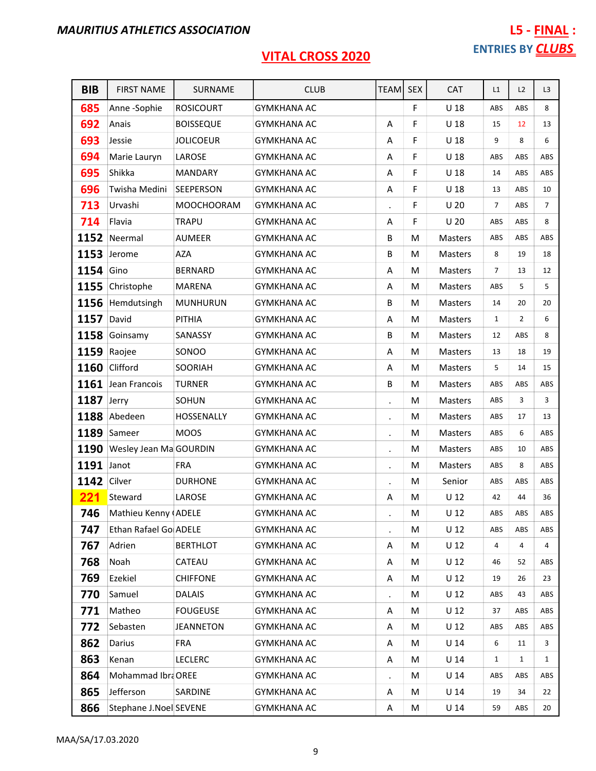**MAURITIUS ATHLETICS ASSOCIATION**

**L5 - FINAL :**

**ENTRIES BY CLUBS**

## VITAL CROSS 2020

| BIB | FIRST NAME | SURNAME | CLUB | TEAM | SEX | CAT | L1 | L2 | L3 |
|---|---|---|---|---|---|---|---|---|---|
| 685 | Anne -Sophie | ROSICOURT | GYMKHANA AC | | F | U 18 | ABS | ABS | 8 |
| 692 | Anais | BOISSEQUE | GYMKHANA AC | A | F | U 18 | 15 | 12 | 13 |
| 693 | Jessie | JOLICOEUR | GYMKHANA AC | A | F | U 18 | 9 | 8 | 6 |
| 694 | Marie Lauryn | LAROSE | GYMKHANA AC | A | F | U 18 | ABS | ABS | ABS |
| 695 | Shikka | MANDARY | GYMKHANA AC | A | F | U 18 | 14 | ABS | ABS |
| 696 | Twisha Medini | SEEPERSON | GYMKHANA AC | A | F | U 18 | 13 | ABS | 10 |
| 713 | Urvashi | MOOCHOORAM | GYMKHANA AC | . | F | U 20 | 7 | ABS | 7 |
| 714 | Flavia | TRAPU | GYMKHANA AC | A | F | U 20 | ABS | ABS | 8 |
| 1152 | Neermal | AUMEER | GYMKHANA AC | B | M | Masters | ABS | ABS | ABS |
| 1153 | Jerome | AZA | GYMKHANA AC | B | M | Masters | 8 | 19 | 18 |
| 1154 | Gino | BERNARD | GYMKHANA AC | A | M | Masters | 7 | 13 | 12 |
| 1155 | Christophe | MARENA | GYMKHANA AC | A | M | Masters | ABS | 5 | 5 |
| 1156 | Hemdutsingh | MUNHURUN | GYMKHANA AC | B | M | Masters | 14 | 20 | 20 |
| 1157 | David | PITHIA | GYMKHANA AC | A | M | Masters | 1 | 2 | 6 |
| 1158 | Goinsamy | SANASSY | GYMKHANA AC | B | M | Masters | 12 | ABS | 8 |
| 1159 | Raojee | SONOO | GYMKHANA AC | A | M | Masters | 13 | 18 | 19 |
| 1160 | Clifford | SOORIAH | GYMKHANA AC | A | M | Masters | 5 | 14 | 15 |
| 1161 | Jean Francois | TURNER | GYMKHANA AC | B | M | Masters | ABS | ABS | ABS |
| 1187 | Jerry | SOHUN | GYMKHANA AC | . | M | Masters | ABS | 3 | 3 |
| 1188 | Abedeen | HOSSENALLY | GYMKHANA AC | . | M | Masters | ABS | 17 | 13 |
| 1189 | Sameer | MOOS | GYMKHANA AC | . | M | Masters | ABS | 6 | ABS |
| 1190 | Wesley Jean Ma | GOURDIN | GYMKHANA AC | . | M | Masters | ABS | 10 | ABS |
| 1191 | Janot | FRA | GYMKHANA AC | . | M | Masters | ABS | 8 | ABS |
| 1142 | Cilver | DURHONE | GYMKHANA AC | . | M | Senior | ABS | ABS | ABS |
| 221 | Steward | LAROSE | GYMKHANA AC | A | M | U 12 | 42 | 44 | 36 |
| 746 | Mathieu Kenny ( | ADELE | GYMKHANA AC | . | M | U 12 | ABS | ABS | ABS |
| 747 | Ethan Rafael Go | ADELE | GYMKHANA AC | . | M | U 12 | ABS | ABS | ABS |
| 767 | Adrien | BERTHLOT | GYMKHANA AC | A | M | U 12 | 4 | 4 | 4 |
| 768 | Noah | CATEAU | GYMKHANA AC | A | M | U 12 | 46 | 52 | ABS |
| 769 | Ezekiel | CHIFFONE | GYMKHANA AC | A | M | U 12 | 19 | 26 | 23 |
| 770 | Samuel | DALAIS | GYMKHANA AC | . | M | U 12 | ABS | 43 | ABS |
| 771 | Matheo | FOUGEUSE | GYMKHANA AC | A | M | U 12 | 37 | ABS | ABS |
| 772 | Sebasten | JEANNETON | GYMKHANA AC | A | M | U 12 | ABS | ABS | ABS |
| 862 | Darius | FRA | GYMKHANA AC | A | M | U 14 | 6 | 11 | 3 |
| 863 | Kenan | LECLERC | GYMKHANA AC | A | M | U 14 | 1 | 1 | 1 |
| 864 | Mohammad Ibra | OREE | GYMKHANA AC | . | M | U 14 | ABS | ABS | ABS |
| 865 | Jefferson | SARDINE | GYMKHANA AC | A | M | U 14 | 19 | 34 | 22 |
| 866 | Stephane J.Noel | SEVENE | GYMKHANA AC | A | M | U 14 | 59 | ABS | 20 |

MAA/SA/17.03.2020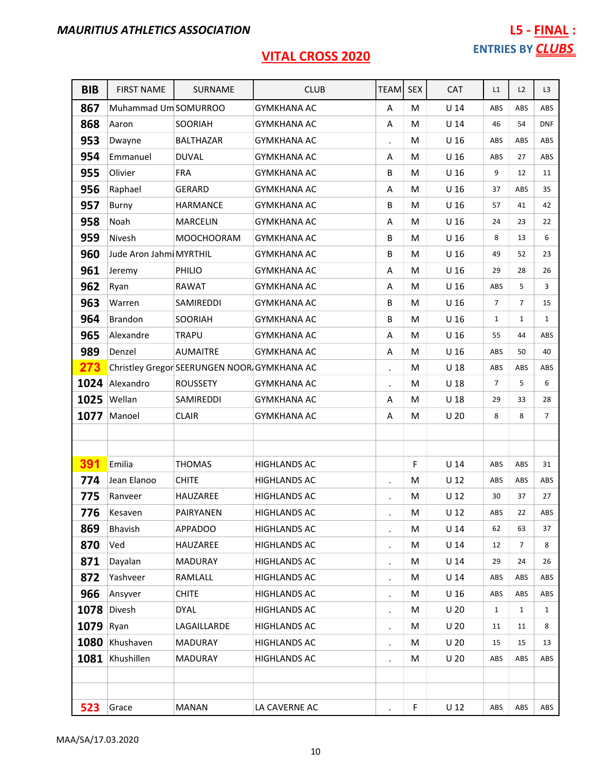***MAURITIUS ATHLETICS ASSOCIATION***

**L5 - FINAL :**

**ENTRIES BY *CLUBS***

## VITAL CROSS 2020

| BIB | FIRST NAME | SURNAME | CLUB | TEAM | SEX | CAT | L1 | L2 | L3 |
|---|---|---|---|---|---|---|---|---|---|
| 867 | Muhammad Um | SOMURROO | GYMKHANA AC | A | M | U 14 | ABS | ABS | ABS |
| 868 | Aaron | SOORIAH | GYMKHANA AC | A | M | U 14 | 46 | 54 | DNF |
| 953 | Dwayne | BALTHAZAR | GYMKHANA AC | . | M | U 16 | ABS | ABS | ABS |
| 954 | Emmanuel | DUVAL | GYMKHANA AC | A | M | U 16 | ABS | 27 | ABS |
| 955 | Olivier | FRA | GYMKHANA AC | B | M | U 16 | 9 | 12 | 11 |
| 956 | Raphael | GERARD | GYMKHANA AC | A | M | U 16 | 37 | ABS | 35 |
| 957 | Burny | HARMANCE | GYMKHANA AC | B | M | U 16 | 57 | 41 | 42 |
| 958 | Noah | MARCELIN | GYMKHANA AC | A | M | U 16 | 24 | 23 | 22 |
| 959 | Nivesh | MOOCHOORAM | GYMKHANA AC | B | M | U 16 | 8 | 13 | 6 |
| 960 | Jude Aron Jahmi | MYRTHIL | GYMKHANA AC | B | M | U 16 | 49 | 52 | 23 |
| 961 | Jeremy | PHILIO | GYMKHANA AC | A | M | U 16 | 29 | 28 | 26 |
| 962 | Ryan | RAWAT | GYMKHANA AC | A | M | U 16 | ABS | 5 | 3 |
| 963 | Warren | SAMIREDDI | GYMKHANA AC | B | M | U 16 | 7 | 7 | 15 |
| 964 | Brandon | SOORIAH | GYMKHANA AC | B | M | U 16 | 1 | 1 | 1 |
| 965 | Alexandre | TRAPU | GYMKHANA AC | A | M | U 16 | 55 | 44 | ABS |
| 989 | Denzel | AUMAITRE | GYMKHANA AC | A | M | U 16 | ABS | 50 | 40 |
| 273 | Christley Gregor | SEERUNGEN NOOR | GYMKHANA AC | . | M | U 18 | ABS | ABS | ABS |
| 1024 | Alexandro | ROUSSETY | GYMKHANA AC | . | M | U 18 | 7 | 5 | 6 |
| 1025 | Wellan | SAMIREDDI | GYMKHANA AC | A | M | U 18 | 29 | 33 | 28 |
| 1077 | Manoel | CLAIR | GYMKHANA AC | A | M | U 20 | 8 | 8 | 7 |
| | | | | | | | | | |
| | | | | | | | | | |
| 391 | Emilia | THOMAS | HIGHLANDS AC | | F | U 14 | ABS | ABS | 31 |
| 774 | Jean Elanoo | CHITE | HIGHLANDS AC | . | M | U 12 | ABS | ABS | ABS |
| 775 | Ranveer | HAUZAREE | HIGHLANDS AC | . | M | U 12 | 30 | 37 | 27 |
| 776 | Kesaven | PAIRYANEN | HIGHLANDS AC | . | M | U 12 | ABS | 22 | ABS |
| 869 | Bhavish | APPADOO | HIGHLANDS AC | . | M | U 14 | 62 | 63 | 37 |
| 870 | Ved | HAUZAREE | HIGHLANDS AC | . | M | U 14 | 12 | 7 | 8 |
| 871 | Dayalan | MADURAY | HIGHLANDS AC | . | M | U 14 | 29 | 24 | 26 |
| 872 | Yashveer | RAMLALL | HIGHLANDS AC | . | M | U 14 | ABS | ABS | ABS |
| 966 | Ansyver | CHITE | HIGHLANDS AC | . | M | U 16 | ABS | ABS | ABS |
| 1078 | Divesh | DYAL | HIGHLANDS AC | . | M | U 20 | 1 | 1 | 1 |
| 1079 | Ryan | LAGAILLARDE | HIGHLANDS AC | . | M | U 20 | 11 | 11 | 8 |
| 1080 | Khushaven | MADURAY | HIGHLANDS AC | . | M | U 20 | 15 | 15 | 13 |
| 1081 | Khushillen | MADURAY | HIGHLANDS AC | . | M | U 20 | ABS | ABS | ABS |
| | | | | | | | | | |
| | | | | | | | | | |
| 523 | Grace | MANAN | LA CAVERNE AC | . | F | U 12 | ABS | ABS | ABS |

MAA/SA/17.03.2020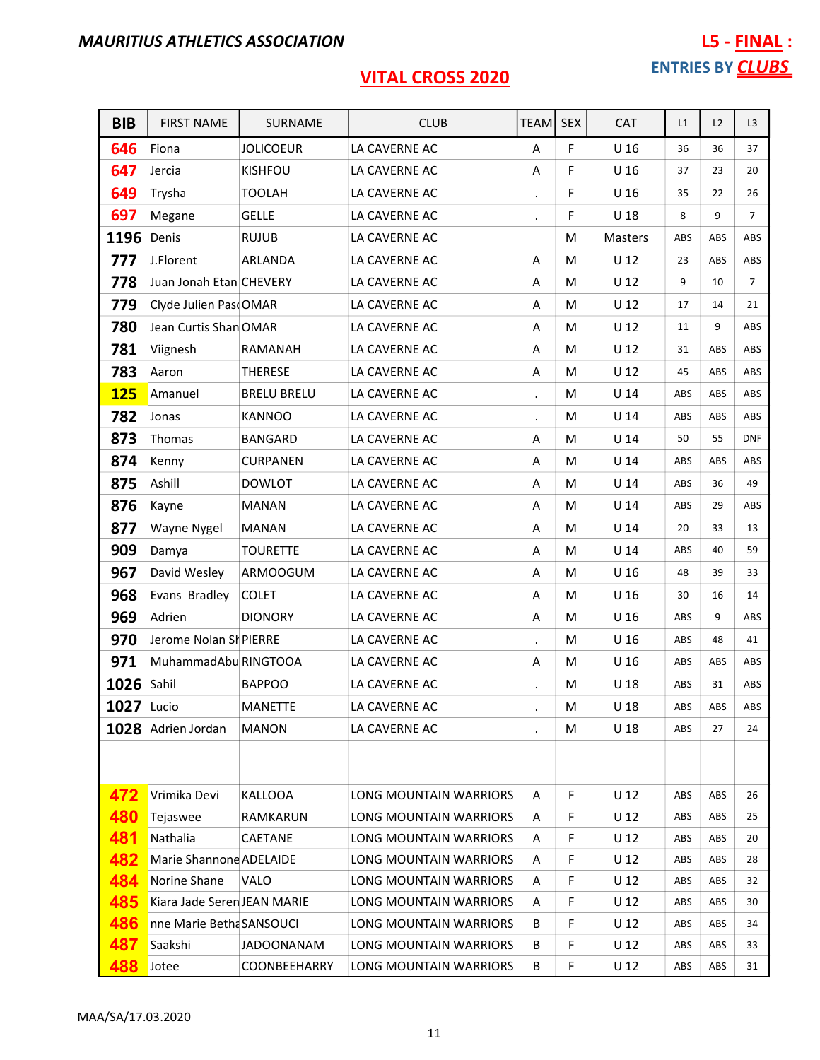**MAURITIUS ATHLETICS ASSOCIATION**

**L5 - FINAL :**

**ENTRIES BY CLUBS**

# VITAL CROSS 2020

| BIB | FIRST NAME | SURNAME | CLUB | TEAM | SEX | CAT | L1 | L2 | L3 |
|---|---|---|---|---|---|---|---|---|---|
| 646 | Fiona | JOLICOEUR | LA CAVERNE AC | A | F | U 16 | 36 | 36 | 37 |
| 647 | Jercia | KISHFOU | LA CAVERNE AC | A | F | U 16 | 37 | 23 | 20 |
| 649 | Trysha | TOOLAH | LA CAVERNE AC | . | F | U 16 | 35 | 22 | 26 |
| 697 | Megane | GELLE | LA CAVERNE AC | . | F | U 18 | 8 | 9 | 7 |
| 1196 | Denis | RUJUB | LA CAVERNE AC | | M | Masters | ABS | ABS | ABS |
| 777 | J.Florent | ARLANDA | LA CAVERNE AC | A | M | U 12 | 23 | ABS | ABS |
| 778 | Juan Jonah Etan | CHEVERY | LA CAVERNE AC | A | M | U 12 | 9 | 10 | 7 |
| 779 | Clyde Julien Pas | OMAR | LA CAVERNE AC | A | M | U 12 | 17 | 14 | 21 |
| 780 | Jean Curtis Shan | OMAR | LA CAVERNE AC | A | M | U 12 | 11 | 9 | ABS |
| 781 | Viignesh | RAMANAH | LA CAVERNE AC | A | M | U 12 | 31 | ABS | ABS |
| 783 | Aaron | THERESE | LA CAVERNE AC | A | M | U 12 | 45 | ABS | ABS |
| 125 | Amanuel | BRELU BRELU | LA CAVERNE AC | . | M | U 14 | ABS | ABS | ABS |
| 782 | Jonas | KANNOO | LA CAVERNE AC | . | M | U 14 | ABS | ABS | ABS |
| 873 | Thomas | BANGARD | LA CAVERNE AC | A | M | U 14 | 50 | 55 | DNF |
| 874 | Kenny | CURPANEN | LA CAVERNE AC | A | M | U 14 | ABS | ABS | ABS |
| 875 | Ashill | DOWLOT | LA CAVERNE AC | A | M | U 14 | ABS | 36 | 49 |
| 876 | Kayne | MANAN | LA CAVERNE AC | A | M | U 14 | ABS | 29 | ABS |
| 877 | Wayne Nygel | MANAN | LA CAVERNE AC | A | M | U 14 | 20 | 33 | 13 |
| 909 | Damya | TOURETTE | LA CAVERNE AC | A | M | U 14 | ABS | 40 | 59 |
| 967 | David Wesley | ARMOOGUM | LA CAVERNE AC | A | M | U 16 | 48 | 39 | 33 |
| 968 | Evans Bradley | COLET | LA CAVERNE AC | A | M | U 16 | 30 | 16 | 14 |
| 969 | Adrien | DIONORY | LA CAVERNE AC | A | M | U 16 | ABS | 9 | ABS |
| 970 | Jerome Nolan Sh | PIERRE | LA CAVERNE AC | . | M | U 16 | ABS | 48 | 41 |
| 971 | MuhammadAbu | RINGTOOA | LA CAVERNE AC | A | M | U 16 | ABS | ABS | ABS |
| 1026 | Sahil | BAPPOO | LA CAVERNE AC | . | M | U 18 | ABS | 31 | ABS |
| 1027 | Lucio | MANETTE | LA CAVERNE AC | . | M | U 18 | ABS | ABS | ABS |
| 1028 | Adrien Jordan | MANON | LA CAVERNE AC | . | M | U 18 | ABS | 27 | 24 |
| | | | | | | | | | |
| | | | | | | | | | |
| 472 | Vrimika Devi | KALLOOA | LONG MOUNTAIN WARRIORS | A | F | U 12 | ABS | ABS | 26 |
| 480 | Tejaswee | RAMKARUN | LONG MOUNTAIN WARRIORS | A | F | U 12 | ABS | ABS | 25 |
| 481 | Nathalia | CAETANE | LONG MOUNTAIN WARRIORS | A | F | U 12 | ABS | ABS | 20 |
| 482 | Marie Shannone | ADELAIDE | LONG MOUNTAIN WARRIORS | A | F | U 12 | ABS | ABS | 28 |
| 484 | Norine Shane | VALO | LONG MOUNTAIN WARRIORS | A | F | U 12 | ABS | ABS | 32 |
| 485 | Kiara Jade Seren | JEAN MARIE | LONG MOUNTAIN WARRIORS | A | F | U 12 | ABS | ABS | 30 |
| 486 | nne Marie Betha | SANSOUCI | LONG MOUNTAIN WARRIORS | B | F | U 12 | ABS | ABS | 34 |
| 487 | Saakshi | JADOONANAM | LONG MOUNTAIN WARRIORS | B | F | U 12 | ABS | ABS | 33 |
| 488 | Jotee | COONBEEHARRY | LONG MOUNTAIN WARRIORS | B | F | U 12 | ABS | ABS | 31 |

MAA/SA/17.03.2020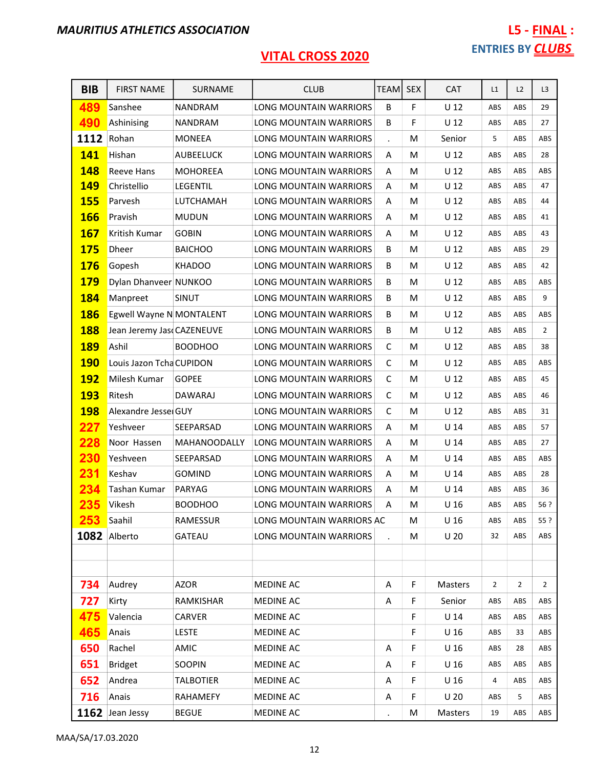**MAURITIUS ATHLETICS ASSOCIATION**

**L5 - FINAL :**

**ENTRIES BY CLUBS**

## VITAL CROSS 2020

| BIB | FIRST NAME | SURNAME | CLUB | TEAM | SEX | CAT | L1 | L2 | L3 |
|---|---|---|---|---|---|---|---|---|---|
| 489 | Sanshee | NANDRAM | LONG MOUNTAIN WARRIORS | B | F | U 12 | ABS | ABS | 29 |
| 490 | Ashinising | NANDRAM | LONG MOUNTAIN WARRIORS | B | F | U 12 | ABS | ABS | 27 |
| 1112 | Rohan | MONEEA | LONG MOUNTAIN WARRIORS | . | M | Senior | 5 | ABS | ABS |
| 141 | Hishan | AUBEELUCK | LONG MOUNTAIN WARRIORS | A | M | U 12 | ABS | ABS | 28 |
| 148 | Reeve Hans | MOHOREEA | LONG MOUNTAIN WARRIORS | A | M | U 12 | ABS | ABS | ABS |
| 149 | Christellio | LEGENTIL | LONG MOUNTAIN WARRIORS | A | M | U 12 | ABS | ABS | 47 |
| 155 | Parvesh | LUTCHAMAH | LONG MOUNTAIN WARRIORS | A | M | U 12 | ABS | ABS | 44 |
| 166 | Pravish | MUDUN | LONG MOUNTAIN WARRIORS | A | M | U 12 | ABS | ABS | 41 |
| 167 | Kritish Kumar | GOBIN | LONG MOUNTAIN WARRIORS | A | M | U 12 | ABS | ABS | 43 |
| 175 | Dheer | BAICHOO | LONG MOUNTAIN WARRIORS | B | M | U 12 | ABS | ABS | 29 |
| 176 | Gopesh | KHADOO | LONG MOUNTAIN WARRIORS | B | M | U 12 | ABS | ABS | 42 |
| 179 | Dylan Dhanveer | NUNKOO | LONG MOUNTAIN WARRIORS | B | M | U 12 | ABS | ABS | ABS |
| 184 | Manpreet | SINUT | LONG MOUNTAIN WARRIORS | B | M | U 12 | ABS | ABS | 9 |
| 186 | Egwell Wayne N | MONTALENT | LONG MOUNTAIN WARRIORS | B | M | U 12 | ABS | ABS | ABS |
| 188 | Jean Jeremy Jas | CAZENEUVE | LONG MOUNTAIN WARRIORS | B | M | U 12 | ABS | ABS | 2 |
| 189 | Ashil | BOODHOO | LONG MOUNTAIN WARRIORS | C | M | U 12 | ABS | ABS | 38 |
| 190 | Louis Jazon Tcha | CUPIDON | LONG MOUNTAIN WARRIORS | C | M | U 12 | ABS | ABS | ABS |
| 192 | Milesh Kumar | GOPEE | LONG MOUNTAIN WARRIORS | C | M | U 12 | ABS | ABS | 45 |
| 193 | Ritesh | DAWARAJ | LONG MOUNTAIN WARRIORS | C | M | U 12 | ABS | ABS | 46 |
| 198 | Alexandre Jesse | GUY | LONG MOUNTAIN WARRIORS | C | M | U 12 | ABS | ABS | 31 |
| 227 | Yeshveer | SEEPARSAD | LONG MOUNTAIN WARRIORS | A | M | U 14 | ABS | ABS | 57 |
| 228 | Noor Hassen | MAHANOODALLY | LONG MOUNTAIN WARRIORS | A | M | U 14 | ABS | ABS | 27 |
| 230 | Yeshveen | SEEPARSAD | LONG MOUNTAIN WARRIORS | A | M | U 14 | ABS | ABS | ABS |
| 231 | Keshav | GOMIND | LONG MOUNTAIN WARRIORS | A | M | U 14 | ABS | ABS | 28 |
| 234 | Tashan Kumar | PARYAG | LONG MOUNTAIN WARRIORS | A | M | U 14 | ABS | ABS | 36 |
| 235 | Vikesh | BOODHOO | LONG MOUNTAIN WARRIORS | A | M | U 16 | ABS | ABS | 56 ? |
| 253 | Saahil | RAMESSUR | LONG MOUNTAIN WARRIORS AC | | M | U 16 | ABS | ABS | 55 ? |
| 1082 | Alberto | GATEAU | LONG MOUNTAIN WARRIORS | . | M | U 20 | 32 | ABS | ABS |
| | | | | | | | | | |
| | | | | | | | | | |
| 734 | Audrey | AZOR | MEDINE AC | A | F | Masters | 2 | 2 | 2 |
| 727 | Kirty | RAMKISHAR | MEDINE AC | A | F | Senior | ABS | ABS | ABS |
| 475 | Valencia | CARVER | MEDINE AC | | F | U 14 | ABS | ABS | ABS |
| 465 | Anais | LESTE | MEDINE AC | | F | U 16 | ABS | 33 | ABS |
| 650 | Rachel | AMIC | MEDINE AC | A | F | U 16 | ABS | 28 | ABS |
| 651 | Bridget | SOOPIN | MEDINE AC | A | F | U 16 | ABS | ABS | ABS |
| 652 | Andrea | TALBOTIER | MEDINE AC | A | F | U 16 | 4 | ABS | ABS |
| 716 | Anais | RAHAMEFY | MEDINE AC | A | F | U 20 | ABS | 5 | ABS |
| 1162 | Jean Jessy | BEGUE | MEDINE AC | . | M | Masters | 19 | ABS | ABS |

MAA/SA/17.03.2020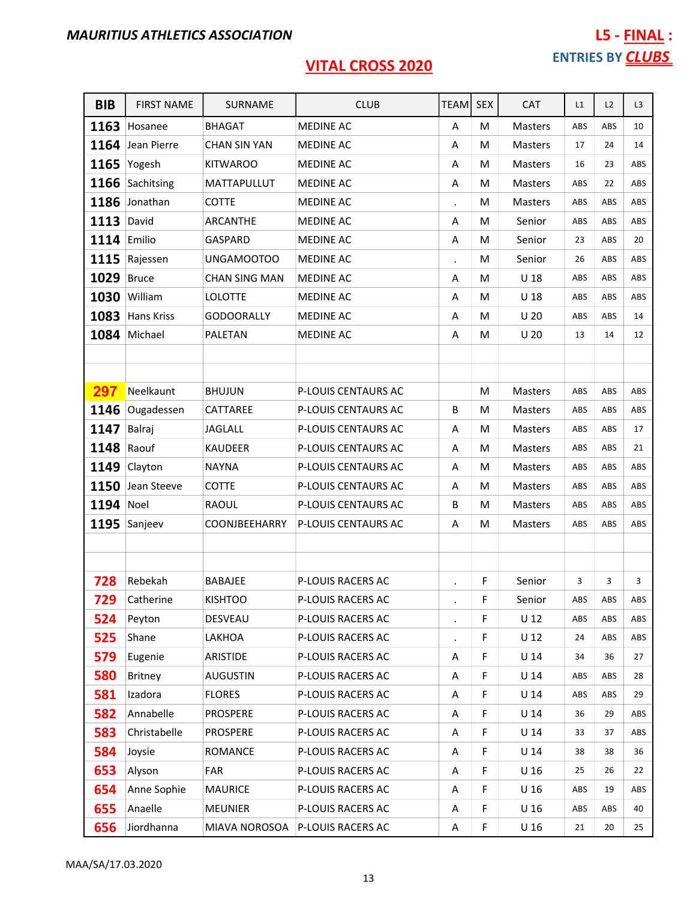**MAURITIUS ATHLETICS ASSOCIATION**

**L5 - FINAL :**

**ENTRIES BY CLUBS**

# VITAL CROSS 2020

| BIB | FIRST NAME | SURNAME | CLUB | TEAM | SEX | CAT | L1 | L2 | L3 |
|---|---|---|---|---|---|---|---|---|---|
| 1163 | Hosanee | BHAGAT | MEDINE AC | A | M | Masters | ABS | ABS | 10 |
| 1164 | Jean Pierre | CHAN SIN YAN | MEDINE AC | A | M | Masters | 17 | 24 | 14 |
| 1165 | Yogesh | KITWAROO | MEDINE AC | A | M | Masters | 16 | 23 | ABS |
| 1166 | Sachitsing | MATTAPULLUT | MEDINE AC | A | M | Masters | ABS | 22 | ABS |
| 1186 | Jonathan | COTTE | MEDINE AC | . | M | Masters | ABS | ABS | ABS |
| 1113 | David | ARCANTHE | MEDINE AC | A | M | Senior | ABS | ABS | ABS |
| 1114 | Emilio | GASPARD | MEDINE AC | A | M | Senior | 23 | ABS | 20 |
| 1115 | Rajessen | UNGAMOOTOO | MEDINE AC | . | M | Senior | 26 | ABS | ABS |
| 1029 | Bruce | CHAN SING MAN | MEDINE AC | A | M | U 18 | ABS | ABS | ABS |
| 1030 | William | LOLOTTE | MEDINE AC | A | M | U 18 | ABS | ABS | ABS |
| 1083 | Hans Kriss | GODOORALLY | MEDINE AC | A | M | U 20 | ABS | ABS | 14 |
| 1084 | Michael | PALETAN | MEDINE AC | A | M | U 20 | 13 | 14 | 12 |
| | | | | | | | | | |
| | | | | | | | | | |
| 297 | Neelkaunt | BHUJUN | P-LOUIS CENTAURS AC | | M | Masters | ABS | ABS | ABS |
| 1146 | Ougadessen | CATTAREE | P-LOUIS CENTAURS AC | B | M | Masters | ABS | ABS | ABS |
| 1147 | Balraj | JAGLALL | P-LOUIS CENTAURS AC | A | M | Masters | ABS | ABS | 17 |
| 1148 | Raouf | KAUDEER | P-LOUIS CENTAURS AC | A | M | Masters | ABS | ABS | 21 |
| 1149 | Clayton | NAYNA | P-LOUIS CENTAURS AC | A | M | Masters | ABS | ABS | ABS |
| 1150 | Jean Steeve | COTTE | P-LOUIS CENTAURS AC | A | M | Masters | ABS | ABS | ABS |
| 1194 | Noel | RAOUL | P-LOUIS CENTAURS AC | B | M | Masters | ABS | ABS | ABS |
| 1195 | Sanjeev | COONJBEEHARRY | P-LOUIS CENTAURS AC | A | M | Masters | ABS | ABS | ABS |
| | | | | | | | | | |
| | | | | | | | | | |
| 728 | Rebekah | BABAJEE | P-LOUIS RACERS AC | . | F | Senior | 3 | 3 | 3 |
| 729 | Catherine | KISHTOO | P-LOUIS RACERS AC | . | F | Senior | ABS | ABS | ABS |
| 524 | Peyton | DESVEAU | P-LOUIS RACERS AC | . | F | U 12 | ABS | ABS | ABS |
| 525 | Shane | LAKHOA | P-LOUIS RACERS AC | . | F | U 12 | 24 | ABS | ABS |
| 579 | Eugenie | ARISTIDE | P-LOUIS RACERS AC | A | F | U 14 | 34 | 36 | 27 |
| 580 | Britney | AUGUSTIN | P-LOUIS RACERS AC | A | F | U 14 | ABS | ABS | 28 |
| 581 | Izadora | FLORES | P-LOUIS RACERS AC | A | F | U 14 | ABS | ABS | 29 |
| 582 | Annabelle | PROSPERE | P-LOUIS RACERS AC | A | F | U 14 | 36 | 29 | ABS |
| 583 | Christabelle | PROSPERE | P-LOUIS RACERS AC | A | F | U 14 | 33 | 37 | ABS |
| 584 | Joysie | ROMANCE | P-LOUIS RACERS AC | A | F | U 14 | 38 | 38 | 36 |
| 653 | Alyson | FAR | P-LOUIS RACERS AC | A | F | U 16 | 25 | 26 | 22 |
| 654 | Anne Sophie | MAURICE | P-LOUIS RACERS AC | A | F | U 16 | ABS | 19 | ABS |
| 655 | Anaelle | MEUNIER | P-LOUIS RACERS AC | A | F | U 16 | ABS | ABS | 40 |
| 656 | Jiordhanna | MIAVA NOROSOA | P-LOUIS RACERS AC | A | F | U 16 | 21 | 20 | 25 |

MAA/SA/17.03.2020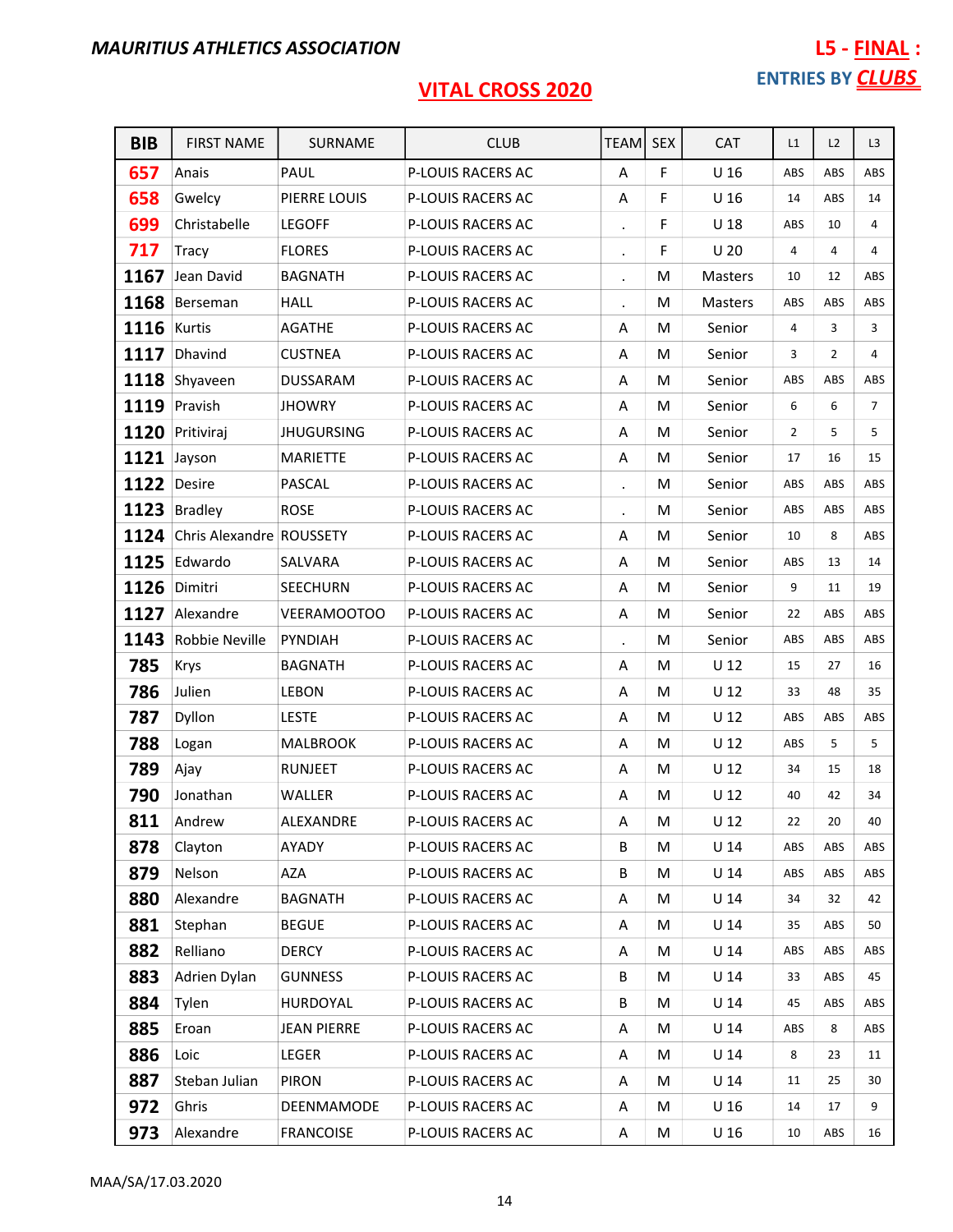**MAURITIUS ATHLETICS ASSOCIATION**

**L5 - FINAL :**

**ENTRIES BY CLUBS**

# VITAL CROSS 2020

| BIB | FIRST NAME | SURNAME | CLUB | TEAM | SEX | CAT | L1 | L2 | L3 |
|---|---|---|---|---|---|---|---|---|---|
| 657 | Anais | PAUL | P-LOUIS RACERS AC | A | F | U 16 | ABS | ABS | ABS |
| 658 | Gwelcy | PIERRE LOUIS | P-LOUIS RACERS AC | A | F | U 16 | 14 | ABS | 14 |
| 699 | Christabelle | LEGOFF | P-LOUIS RACERS AC | . | F | U 18 | ABS | 10 | 4 |
| 717 | Tracy | FLORES | P-LOUIS RACERS AC | . | F | U 20 | 4 | 4 | 4 |
| 1167 | Jean David | BAGNATH | P-LOUIS RACERS AC | . | M | Masters | 10 | 12 | ABS |
| 1168 | Berseman | HALL | P-LOUIS RACERS AC | . | M | Masters | ABS | ABS | ABS |
| 1116 | Kurtis | AGATHE | P-LOUIS RACERS AC | A | M | Senior | 4 | 3 | 3 |
| 1117 | Dhavind | CUSTNEA | P-LOUIS RACERS AC | A | M | Senior | 3 | 2 | 4 |
| 1118 | Shyaveen | DUSSARAM | P-LOUIS RACERS AC | A | M | Senior | ABS | ABS | ABS |
| 1119 | Pravish | JHOWRY | P-LOUIS RACERS AC | A | M | Senior | 6 | 6 | 7 |
| 1120 | Prițiviraj | JHUGURSING | P-LOUIS RACERS AC | A | M | Senior | 2 | 5 | 5 |
| 1121 | Jayson | MARIETTE | P-LOUIS RACERS AC | A | M | Senior | 17 | 16 | 15 |
| 1122 | Desire | PASCAL | P-LOUIS RACERS AC | . | M | Senior | ABS | ABS | ABS |
| 1123 | Bradley | ROSE | P-LOUIS RACERS AC | . | M | Senior | ABS | ABS | ABS |
| 1124 | Chris Alexandre | ROUSSETY | P-LOUIS RACERS AC | A | M | Senior | 10 | 8 | ABS |
| 1125 | Edwardo | SALVARA | P-LOUIS RACERS AC | A | M | Senior | ABS | 13 | 14 |
| 1126 | Dimitri | SEECHURN | P-LOUIS RACERS AC | A | M | Senior | 9 | 11 | 19 |
| 1127 | Alexandre | VEERAMOOTOO | P-LOUIS RACERS AC | A | M | Senior | 22 | ABS | ABS |
| 1143 | Robbie Neville | PYNDIAH | P-LOUIS RACERS AC | . | M | Senior | ABS | ABS | ABS |
| 785 | Krys | BAGNATH | P-LOUIS RACERS AC | A | M | U 12 | 15 | 27 | 16 |
| 786 | Julien | LEBON | P-LOUIS RACERS AC | A | M | U 12 | 33 | 48 | 35 |
| 787 | Dyllon | LESTE | P-LOUIS RACERS AC | A | M | U 12 | ABS | ABS | ABS |
| 788 | Logan | MALBROOK | P-LOUIS RACERS AC | A | M | U 12 | ABS | 5 | 5 |
| 789 | Ajay | RUNJEET | P-LOUIS RACERS AC | A | M | U 12 | 34 | 15 | 18 |
| 790 | Jonathan | WALLER | P-LOUIS RACERS AC | A | M | U 12 | 40 | 42 | 34 |
| 811 | Andrew | ALEXANDRE | P-LOUIS RACERS AC | A | M | U 12 | 22 | 20 | 40 |
| 878 | Clayton | AYADY | P-LOUIS RACERS AC | B | M | U 14 | ABS | ABS | ABS |
| 879 | Nelson | AZA | P-LOUIS RACERS AC | B | M | U 14 | ABS | ABS | ABS |
| 880 | Alexandre | BAGNATH | P-LOUIS RACERS AC | A | M | U 14 | 34 | 32 | 42 |
| 881 | Stephan | BEGUE | P-LOUIS RACERS AC | A | M | U 14 | 35 | ABS | 50 |
| 882 | Relliano | DERCY | P-LOUIS RACERS AC | A | M | U 14 | ABS | ABS | ABS |
| 883 | Adrien Dylan | GUNNESS | P-LOUIS RACERS AC | B | M | U 14 | 33 | ABS | 45 |
| 884 | Tylen | HURDOYAL | P-LOUIS RACERS AC | B | M | U 14 | 45 | ABS | ABS |
| 885 | Eroan | JEAN PIERRE | P-LOUIS RACERS AC | A | M | U 14 | ABS | 8 | ABS |
| 886 | Loic | LEGER | P-LOUIS RACERS AC | A | M | U 14 | 8 | 23 | 11 |
| 887 | Steban Julian | PIRON | P-LOUIS RACERS AC | A | M | U 14 | 11 | 25 | 30 |
| 972 | Ghris | DEENMAMODE | P-LOUIS RACERS AC | A | M | U 16 | 14 | 17 | 9 |
| 973 | Alexandre | FRANCOISE | P-LOUIS RACERS AC | A | M | U 16 | 10 | ABS | 16 |

MAA/SA/17.03.2020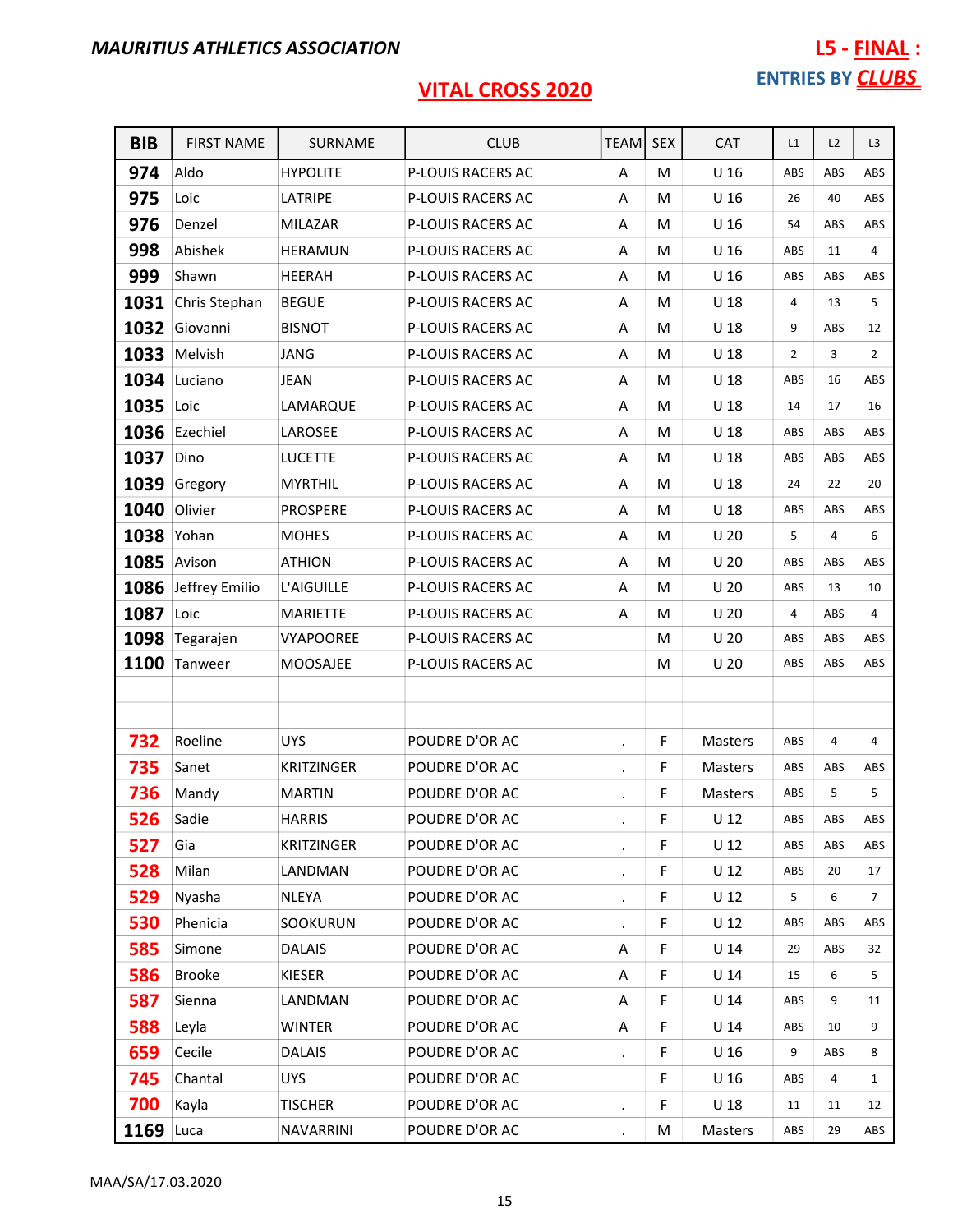**MAURITIUS ATHLETICS ASSOCIATION**

**L5 - FINAL :**

**ENTRIES BY CLUBS**

## VITAL CROSS 2020

| BIB | FIRST NAME | SURNAME | CLUB | TEAM | SEX | CAT | L1 | L2 | L3 |
|---|---|---|---|---|---|---|---|---|---|
| 974 | Aldo | HYPOLITE | P-LOUIS RACERS AC | A | M | U 16 | ABS | ABS | ABS |
| 975 | Loic | LATRIPE | P-LOUIS RACERS AC | A | M | U 16 | 26 | 40 | ABS |
| 976 | Denzel | MILAZAR | P-LOUIS RACERS AC | A | M | U 16 | 54 | ABS | ABS |
| 998 | Abishek | HERAMUN | P-LOUIS RACERS AC | A | M | U 16 | ABS | 11 | 4 |
| 999 | Shawn | HEERAH | P-LOUIS RACERS AC | A | M | U 16 | ABS | ABS | ABS |
| 1031 | Chris Stephan | BEGUE | P-LOUIS RACERS AC | A | M | U 18 | 4 | 13 | 5 |
| 1032 | Giovanni | BISNOT | P-LOUIS RACERS AC | A | M | U 18 | 9 | ABS | 12 |
| 1033 | Melvish | JANG | P-LOUIS RACERS AC | A | M | U 18 | 2 | 3 | 2 |
| 1034 | Luciano | JEAN | P-LOUIS RACERS AC | A | M | U 18 | ABS | 16 | ABS |
| 1035 | Loic | LAMARQUE | P-LOUIS RACERS AC | A | M | U 18 | 14 | 17 | 16 |
| 1036 | Ezechiel | LAROSEE | P-LOUIS RACERS AC | A | M | U 18 | ABS | ABS | ABS |
| 1037 | Dino | LUCETTE | P-LOUIS RACERS AC | A | M | U 18 | ABS | ABS | ABS |
| 1039 | Gregory | MYRTHIL | P-LOUIS RACERS AC | A | M | U 18 | 24 | 22 | 20 |
| 1040 | Olivier | PROSPERE | P-LOUIS RACERS AC | A | M | U 18 | ABS | ABS | ABS |
| 1038 | Yohan | MOHES | P-LOUIS RACERS AC | A | M | U 20 | 5 | 4 | 6 |
| 1085 | Avison | ATHION | P-LOUIS RACERS AC | A | M | U 20 | ABS | ABS | ABS |
| 1086 | Jeffrey Emilio | L'AIGUILLE | P-LOUIS RACERS AC | A | M | U 20 | ABS | 13 | 10 |
| 1087 | Loic | MARIETTE | P-LOUIS RACERS AC | A | M | U 20 | 4 | ABS | 4 |
| 1098 | Tegarajen | VYAPOOREE | P-LOUIS RACERS AC | | M | U 20 | ABS | ABS | ABS |
| 1100 | Tanweer | MOOSAJEE | P-LOUIS RACERS AC | | M | U 20 | ABS | ABS | ABS |
| | | | | | | | | | |
| | | | | | | | | | |
| 732 | Roeline | UYS | POUDRE D'OR AC | . | F | Masters | ABS | 4 | 4 |
| 735 | Sanet | KRITZINGER | POUDRE D'OR AC | . | F | Masters | ABS | ABS | ABS |
| 736 | Mandy | MARTIN | POUDRE D'OR AC | . | F | Masters | ABS | 5 | 5 |
| 526 | Sadie | HARRIS | POUDRE D'OR AC | . | F | U 12 | ABS | ABS | ABS |
| 527 | Gia | KRITZINGER | POUDRE D'OR AC | . | F | U 12 | ABS | ABS | ABS |
| 528 | Milan | LANDMAN | POUDRE D'OR AC | . | F | U 12 | ABS | 20 | 17 |
| 529 | Nyasha | NLEYA | POUDRE D'OR AC | . | F | U 12 | 5 | 6 | 7 |
| 530 | Phenicia | SOOKURUN | POUDRE D'OR AC | . | F | U 12 | ABS | ABS | ABS |
| 585 | Simone | DALAIS | POUDRE D'OR AC | A | F | U 14 | 29 | ABS | 32 |
| 586 | Brooke | KIESER | POUDRE D'OR AC | A | F | U 14 | 15 | 6 | 5 |
| 587 | Sienna | LANDMAN | POUDRE D'OR AC | A | F | U 14 | ABS | 9 | 11 |
| 588 | Leyla | WINTER | POUDRE D'OR AC | A | F | U 14 | ABS | 10 | 9 |
| 659 | Cecile | DALAIS | POUDRE D'OR AC | . | F | U 16 | 9 | ABS | 8 |
| 745 | Chantal | UYS | POUDRE D'OR AC | | F | U 16 | ABS | 4 | 1 |
| 700 | Kayla | TISCHER | POUDRE D'OR AC | . | F | U 18 | 11 | 11 | 12 |
| 1169 | Luca | NAVARRINI | POUDRE D'OR AC | . | M | Masters | ABS | 29 | ABS |

MAA/SA/17.03.2020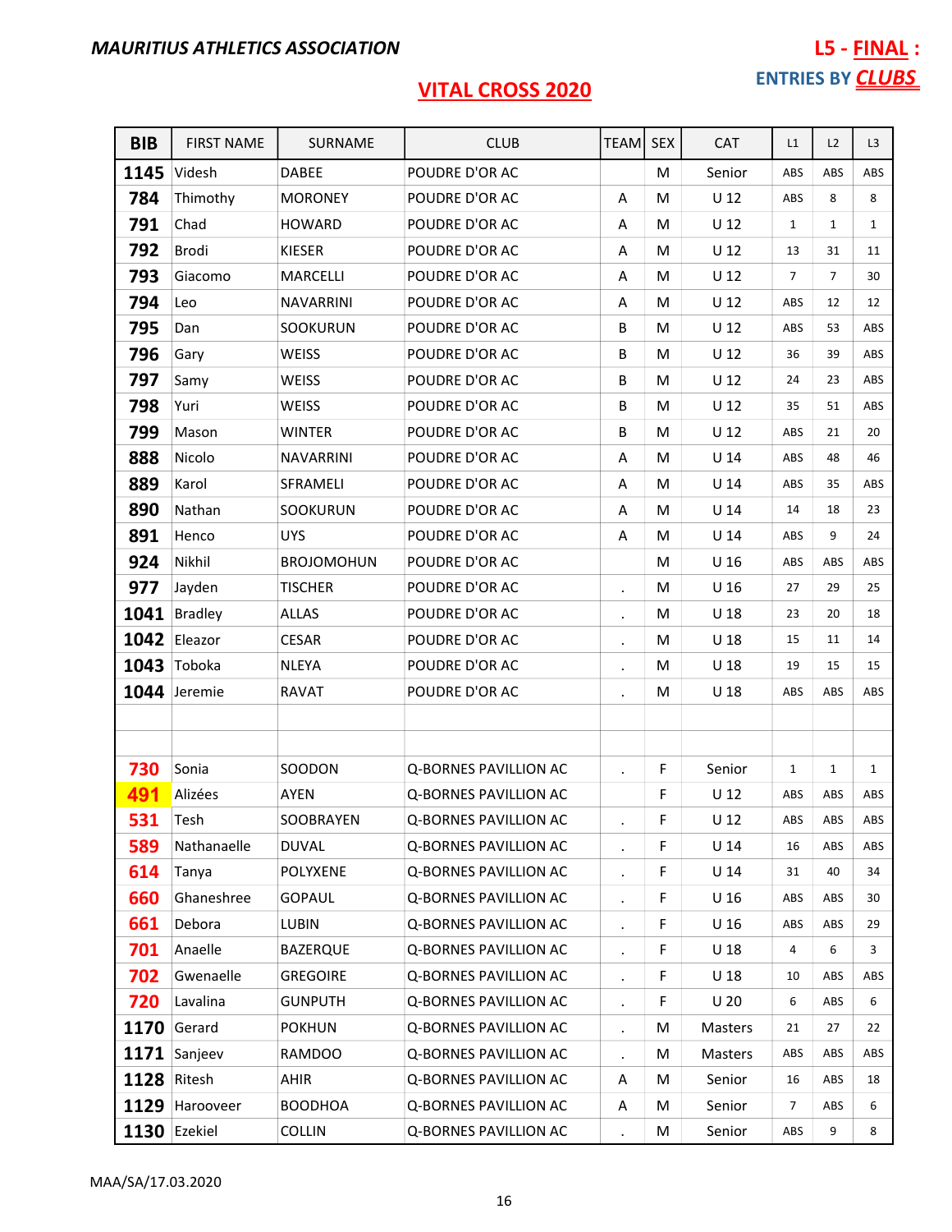***MAURITIUS ATHLETICS ASSOCIATION***

**L5 - FINAL :**

**ENTRIES BY *CLUBS***

## VITAL CROSS 2020

| BIB | FIRST NAME | SURNAME | CLUB | TEAM | SEX | CAT | L1 | L2 | L3 |
|---|---|---|---|---|---|---|---|---|---|
| 1145 | Videsh | DABEE | POUDRE D'OR AC | | M | Senior | ABS | ABS | ABS |
| 784 | Thimothy | MORONEY | POUDRE D'OR AC | A | M | U 12 | ABS | 8 | 8 |
| 791 | Chad | HOWARD | POUDRE D'OR AC | A | M | U 12 | 1 | 1 | 1 |
| 792 | Brodi | KIESER | POUDRE D'OR AC | A | M | U 12 | 13 | 31 | 11 |
| 793 | Giacomo | MARCELLI | POUDRE D'OR AC | A | M | U 12 | 7 | 7 | 30 |
| 794 | Leo | NAVARRINI | POUDRE D'OR AC | A | M | U 12 | ABS | 12 | 12 |
| 795 | Dan | SOOKURUN | POUDRE D'OR AC | B | M | U 12 | ABS | 53 | ABS |
| 796 | Gary | WEISS | POUDRE D'OR AC | B | M | U 12 | 36 | 39 | ABS |
| 797 | Samy | WEISS | POUDRE D'OR AC | B | M | U 12 | 24 | 23 | ABS |
| 798 | Yuri | WEISS | POUDRE D'OR AC | B | M | U 12 | 35 | 51 | ABS |
| 799 | Mason | WINTER | POUDRE D'OR AC | B | M | U 12 | ABS | 21 | 20 |
| 888 | Nicolo | NAVARRINI | POUDRE D'OR AC | A | M | U 14 | ABS | 48 | 46 |
| 889 | Karol | SFRAMELI | POUDRE D'OR AC | A | M | U 14 | ABS | 35 | ABS |
| 890 | Nathan | SOOKURUN | POUDRE D'OR AC | A | M | U 14 | 14 | 18 | 23 |
| 891 | Henco | UYS | POUDRE D'OR AC | A | M | U 14 | ABS | 9 | 24 |
| 924 | Nikhil | BROJOMOHUN | POUDRE D'OR AC | | M | U 16 | ABS | ABS | ABS |
| 977 | Jayden | TISCHER | POUDRE D'OR AC | . | M | U 16 | 27 | 29 | 25 |
| 1041 | Bradley | ALLAS | POUDRE D'OR AC | . | M | U 18 | 23 | 20 | 18 |
| 1042 | Eleazor | CESAR | POUDRE D'OR AC | . | M | U 18 | 15 | 11 | 14 |
| 1043 | Toboka | NLEYA | POUDRE D'OR AC | . | M | U 18 | 19 | 15 | 15 |
| 1044 | Jeremie | RAVAT | POUDRE D'OR AC | . | M | U 18 | ABS | ABS | ABS |
| | | | | | | | | | |
| | | | | | | | | | |
| 730 | Sonia | SOODON | Q-BORNES PAVILLION AC | . | F | Senior | 1 | 1 | 1 |
| 491 | Alizées | AYEN | Q-BORNES PAVILLION AC | | F | U 12 | ABS | ABS | ABS |
| 531 | Tesh | SOOBRAYEN | Q-BORNES PAVILLION AC | . | F | U 12 | ABS | ABS | ABS |
| 589 | Nathanaelle | DUVAL | Q-BORNES PAVILLION AC | . | F | U 14 | 16 | ABS | ABS |
| 614 | Tanya | POLYXENE | Q-BORNES PAVILLION AC | . | F | U 14 | 31 | 40 | 34 |
| 660 | Ghaneshree | GOPAUL | Q-BORNES PAVILLION AC | . | F | U 16 | ABS | ABS | 30 |
| 661 | Debora | LUBIN | Q-BORNES PAVILLION AC | . | F | U 16 | ABS | ABS | 29 |
| 701 | Anaelle | BAZERQUE | Q-BORNES PAVILLION AC | . | F | U 18 | 4 | 6 | 3 |
| 702 | Gwenaelle | GREGOIRE | Q-BORNES PAVILLION AC | . | F | U 18 | 10 | ABS | ABS |
| 720 | Lavalina | GUNPUTH | Q-BORNES PAVILLION AC | . | F | U 20 | 6 | ABS | 6 |
| 1170 | Gerard | POKHUN | Q-BORNES PAVILLION AC | . | M | Masters | 21 | 27 | 22 |
| 1171 | Sanjeev | RAMDOO | Q-BORNES PAVILLION AC | . | M | Masters | ABS | ABS | ABS |
| 1128 | Ritesh | AHIR | Q-BORNES PAVILLION AC | A | M | Senior | 16 | ABS | 18 |
| 1129 | Harooveer | BOODHOA | Q-BORNES PAVILLION AC | A | M | Senior | 7 | ABS | 6 |
| 1130 | Ezekiel | COLLIN | Q-BORNES PAVILLION AC | . | M | Senior | ABS | 9 | 8 |

MAA/SA/17.03.2020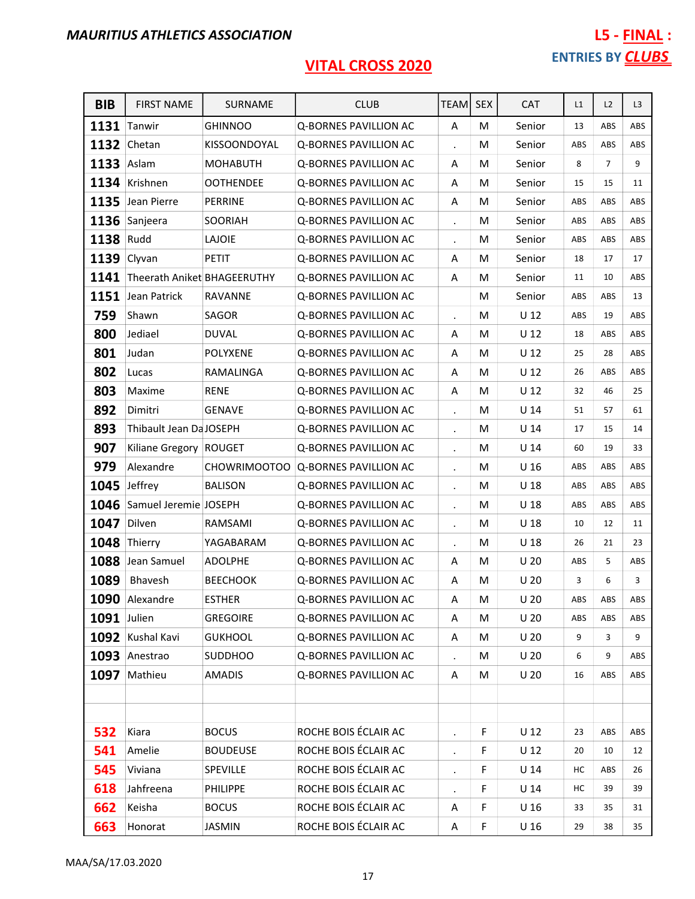**MAURITIUS ATHLETICS ASSOCIATION**

**L5 - FINAL :**

**ENTRIES BY CLUBS**

## VITAL CROSS 2020

| BIB | FIRST NAME | SURNAME | CLUB | TEAM | SEX | CAT | L1 | L2 | L3 |
|---|---|---|---|---|---|---|---|---|---|
| 1131 | Tanwir | GHINNOO | Q-BORNES PAVILLION AC | A | M | Senior | 13 | ABS | ABS |
| 1132 | Chetan | KISSOONDOYAL | Q-BORNES PAVILLION AC | . | M | Senior | ABS | ABS | ABS |
| 1133 | Aslam | MOHABUTH | Q-BORNES PAVILLION AC | A | M | Senior | 8 | 7 | 9 |
| 1134 | Krishnen | OOTHENDEE | Q-BORNES PAVILLION AC | A | M | Senior | 15 | 15 | 11 |
| 1135 | Jean Pierre | PERRINE | Q-BORNES PAVILLION AC | A | M | Senior | ABS | ABS | ABS |
| 1136 | Sanjeera | SOORIAH | Q-BORNES PAVILLION AC | . | M | Senior | ABS | ABS | ABS |
| 1138 | Rudd | LAJOIE | Q-BORNES PAVILLION AC | . | M | Senior | ABS | ABS | ABS |
| 1139 | Clyvan | PETIT | Q-BORNES PAVILLION AC | A | M | Senior | 18 | 17 | 17 |
| 1141 | Theerath Aniket | BHAGEERUTHY | Q-BORNES PAVILLION AC | A | M | Senior | 11 | 10 | ABS |
| 1151 | Jean Patrick | RAVANNE | Q-BORNES PAVILLION AC | | M | Senior | ABS | ABS | 13 |
| 759 | Shawn | SAGOR | Q-BORNES PAVILLION AC | . | M | U 12 | ABS | 19 | ABS |
| 800 | Jediael | DUVAL | Q-BORNES PAVILLION AC | A | M | U 12 | 18 | ABS | ABS |
| 801 | Judan | POLYXENE | Q-BORNES PAVILLION AC | A | M | U 12 | 25 | 28 | ABS |
| 802 | Lucas | RAMALINGA | Q-BORNES PAVILLION AC | A | M | U 12 | 26 | ABS | ABS |
| 803 | Maxime | RENE | Q-BORNES PAVILLION AC | A | M | U 12 | 32 | 46 | 25 |
| 892 | Dimitri | GENAVE | Q-BORNES PAVILLION AC | . | M | U 14 | 51 | 57 | 61 |
| 893 | Thibault Jean Da | JOSEPH | Q-BORNES PAVILLION AC | . | M | U 14 | 17 | 15 | 14 |
| 907 | Kiliane Gregory | ROUGET | Q-BORNES PAVILLION AC | . | M | U 14 | 60 | 19 | 33 |
| 979 | Alexandre | CHOWRIMOOTOO | Q-BORNES PAVILLION AC | . | M | U 16 | ABS | ABS | ABS |
| 1045 | Jeffrey | BALISON | Q-BORNES PAVILLION AC | . | M | U 18 | ABS | ABS | ABS |
| 1046 | Samuel Jeremie | JOSEPH | Q-BORNES PAVILLION AC | . | M | U 18 | ABS | ABS | ABS |
| 1047 | Dilven | RAMSAMI | Q-BORNES PAVILLION AC | . | M | U 18 | 10 | 12 | 11 |
| 1048 | Thierry | YAGABARAM | Q-BORNES PAVILLION AC | . | M | U 18 | 26 | 21 | 23 |
| 1088 | Jean Samuel | ADOLPHE | Q-BORNES PAVILLION AC | A | M | U 20 | ABS | 5 | ABS |
| 1089 | Bhavesh | BEECHOOK | Q-BORNES PAVILLION AC | A | M | U 20 | 3 | 6 | 3 |
| 1090 | Alexandre | ESTHER | Q-BORNES PAVILLION AC | A | M | U 20 | ABS | ABS | ABS |
| 1091 | Julien | GREGOIRE | Q-BORNES PAVILLION AC | A | M | U 20 | ABS | ABS | ABS |
| 1092 | Kushal Kavi | GUKHOOL | Q-BORNES PAVILLION AC | A | M | U 20 | 9 | 3 | 9 |
| 1093 | Anestrao | SUDDHOO | Q-BORNES PAVILLION AC | . | M | U 20 | 6 | 9 | ABS |
| 1097 | Mathieu | AMADIS | Q-BORNES PAVILLION AC | A | M | U 20 | 16 | ABS | ABS |
| | | | | | | | | | |
| | | | | | | | | | |
| 532 | Kiara | BOCUS | ROCHE BOIS ÉCLAIR AC | . | F | U 12 | 23 | ABS | ABS |
| 541 | Amelie | BOUDEUSE | ROCHE BOIS ÉCLAIR AC | . | F | U 12 | 20 | 10 | 12 |
| 545 | Viviana | SPEVILLE | ROCHE BOIS ÉCLAIR AC | . | F | U 14 | HC | ABS | 26 |
| 618 | Jahfreena | PHILIPPE | ROCHE BOIS ÉCLAIR AC | . | F | U 14 | HC | 39 | 39 |
| 662 | Keisha | BOCUS | ROCHE BOIS ÉCLAIR AC | A | F | U 16 | 33 | 35 | 31 |
| 663 | Honorat | JASMIN | ROCHE BOIS ÉCLAIR AC | A | F | U 16 | 29 | 38 | 35 |

MAA/SA/17.03.2020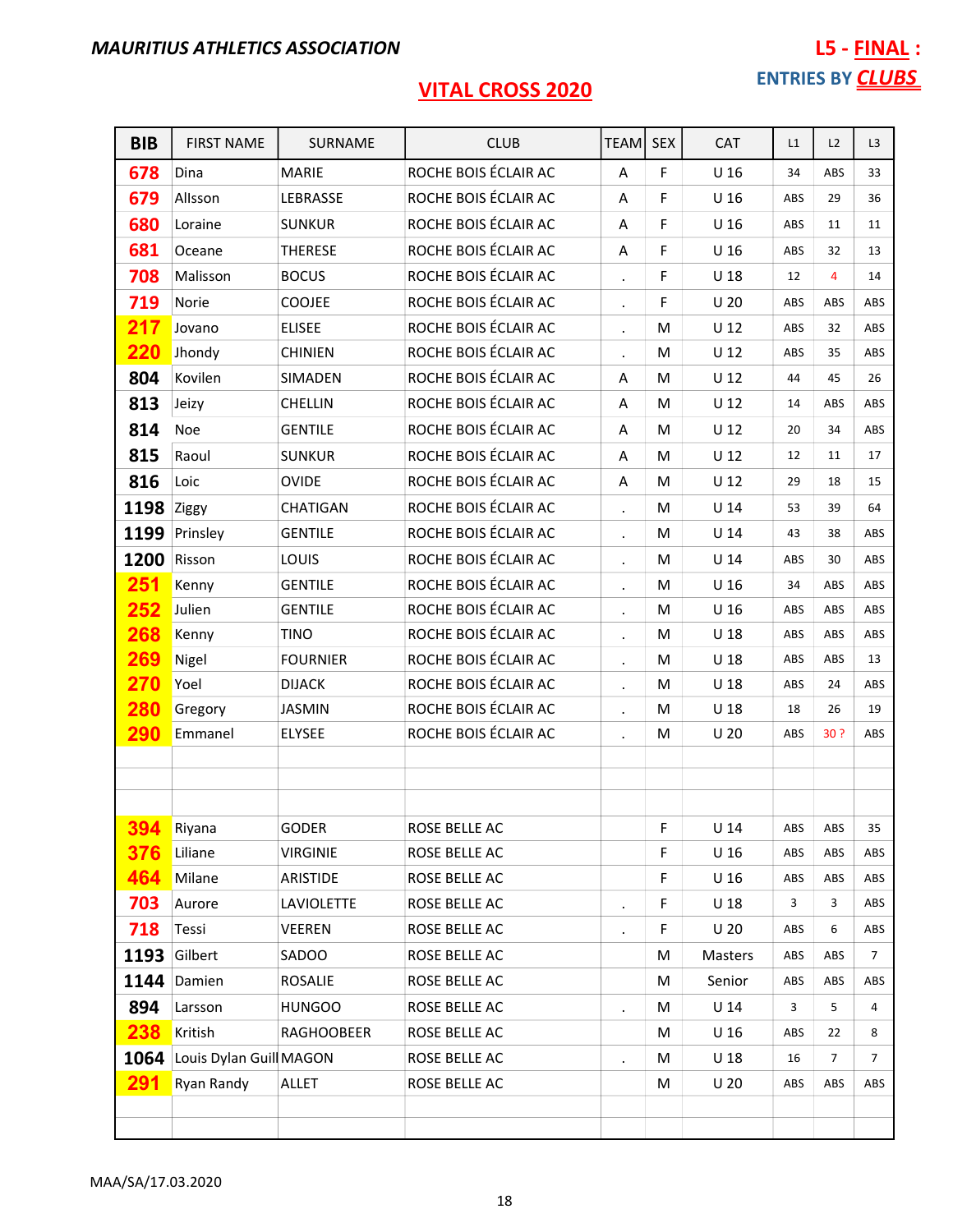**MAURITIUS ATHLETICS ASSOCIATION**

**L5 - FINAL :**

**ENTRIES BY CLUBS**

## VITAL CROSS 2020

| BIB | FIRST NAME | SURNAME | CLUB | TEAM | SEX | CAT | L1 | L2 | L3 |
|---|---|---|---|---|---|---|---|---|---|
| 678 | Dina | MARIE | ROCHE BOIS ÉCLAIR AC | A | F | U 16 | 34 | ABS | 33 |
| 679 | Allsson | LEBRASSE | ROCHE BOIS ÉCLAIR AC | A | F | U 16 | ABS | 29 | 36 |
| 680 | Loraine | SUNKUR | ROCHE BOIS ÉCLAIR AC | A | F | U 16 | ABS | 11 | 11 |
| 681 | Oceane | THERESE | ROCHE BOIS ÉCLAIR AC | A | F | U 16 | ABS | 32 | 13 |
| 708 | Malisson | BOCUS | ROCHE BOIS ÉCLAIR AC | . | F | U 18 | 12 | 4 | 14 |
| 719 | Norie | COOJEE | ROCHE BOIS ÉCLAIR AC | . | F | U 20 | ABS | ABS | ABS |
| 217 | Jovano | ELISEE | ROCHE BOIS ÉCLAIR AC | . | M | U 12 | ABS | 32 | ABS |
| 220 | Jhondy | CHINIEN | ROCHE BOIS ÉCLAIR AC | . | M | U 12 | ABS | 35 | ABS |
| 804 | Kovilen | SIMADEN | ROCHE BOIS ÉCLAIR AC | A | M | U 12 | 44 | 45 | 26 |
| 813 | Jeizy | CHELLIN | ROCHE BOIS ÉCLAIR AC | A | M | U 12 | 14 | ABS | ABS |
| 814 | Noe | GENTILE | ROCHE BOIS ÉCLAIR AC | A | M | U 12 | 20 | 34 | ABS |
| 815 | Raoul | SUNKUR | ROCHE BOIS ÉCLAIR AC | A | M | U 12 | 12 | 11 | 17 |
| 816 | Loic | OVIDE | ROCHE BOIS ÉCLAIR AC | A | M | U 12 | 29 | 18 | 15 |
| 1198 | Ziggy | CHATIGAN | ROCHE BOIS ÉCLAIR AC | . | M | U 14 | 53 | 39 | 64 |
| 1199 | Prinsley | GENTILE | ROCHE BOIS ÉCLAIR AC | . | M | U 14 | 43 | 38 | ABS |
| 1200 | Risson | LOUIS | ROCHE BOIS ÉCLAIR AC | . | M | U 14 | ABS | 30 | ABS |
| 251 | Kenny | GENTILE | ROCHE BOIS ÉCLAIR AC | . | M | U 16 | 34 | ABS | ABS |
| 252 | Julien | GENTILE | ROCHE BOIS ÉCLAIR AC | . | M | U 16 | ABS | ABS | ABS |
| 268 | Kenny | TINO | ROCHE BOIS ÉCLAIR AC | . | M | U 18 | ABS | ABS | ABS |
| 269 | Nigel | FOURNIER | ROCHE BOIS ÉCLAIR AC | . | M | U 18 | ABS | ABS | 13 |
| 270 | Yoel | DIJACK | ROCHE BOIS ÉCLAIR AC | . | M | U 18 | ABS | 24 | ABS |
| 280 | Gregory | JASMIN | ROCHE BOIS ÉCLAIR AC | . | M | U 18 | 18 | 26 | 19 |
| 290 | Emmanel | ELYSEE | ROCHE BOIS ÉCLAIR AC | . | M | U 20 | ABS | 30 ? | ABS |
| | | | | | | | | | |
| | | | | | | | | | |
| 394 | Riyana | GODER | ROSE BELLE AC | | F | U 14 | ABS | ABS | 35 |
| 376 | Liliane | VIRGINIE | ROSE BELLE AC | | F | U 16 | ABS | ABS | ABS |
| 464 | Milane | ARISTIDE | ROSE BELLE AC | | F | U 16 | ABS | ABS | ABS |
| 703 | Aurore | LAVIOLETTE | ROSE BELLE AC | . | F | U 18 | 3 | 3 | ABS |
| 718 | Tessi | VEEREN | ROSE BELLE AC | . | F | U 20 | ABS | 6 | ABS |
| 1193 | Gilbert | SADOO | ROSE BELLE AC | | M | Masters | ABS | ABS | 7 |
| 1144 | Damien | ROSALIE | ROSE BELLE AC | | M | Senior | ABS | ABS | ABS |
| 894 | Larsson | HUNGOO | ROSE BELLE AC | . | M | U 14 | 3 | 5 | 4 |
| 238 | Kritish | RAGHOOBEER | ROSE BELLE AC | | M | U 16 | ABS | 22 | 8 |
| 1064 | Louis Dylan Guill | MAGON | ROSE BELLE AC | . | M | U 18 | 16 | 7 | 7 |
| 291 | Ryan Randy | ALLET | ROSE BELLE AC | | M | U 20 | ABS | ABS | ABS |
| | | | | | | | | | |

MAA/SA/17.03.2020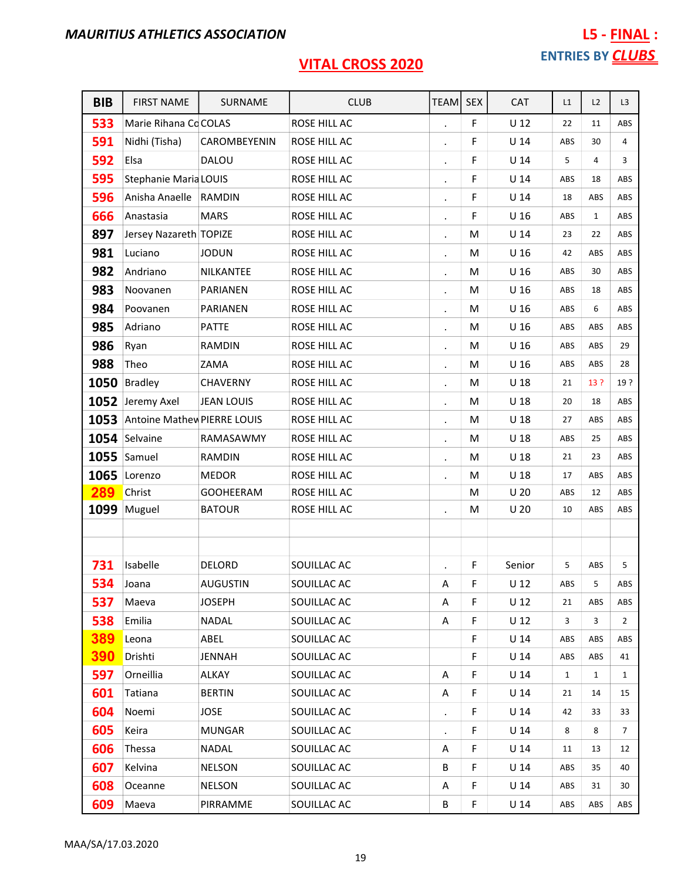**MAURITIUS ATHLETICS ASSOCIATION**

**L5 - FINAL :**

**ENTRIES BY CLUBS**

## VITAL CROSS 2020

| BIB | FIRST NAME | SURNAME | CLUB | TEAM | SEX | CAT | L1 | L2 | L3 |
|---|---|---|---|---|---|---|---|---|---|
| 533 | Marie Rihana Co | COLAS | ROSE HILL AC | . | F | U 12 | 22 | 11 | ABS |
| 591 | Nidhi (Tisha) | CAROMBEYENIN | ROSE HILL AC | . | F | U 14 | ABS | 30 | 4 |
| 592 | Elsa | DALOU | ROSE HILL AC | . | F | U 14 | 5 | 4 | 3 |
| 595 | Stephanie Maria | LOUIS | ROSE HILL AC | . | F | U 14 | ABS | 18 | ABS |
| 596 | Anisha Anaelle | RAMDIN | ROSE HILL AC | . | F | U 14 | 18 | ABS | ABS |
| 666 | Anastasia | MARS | ROSE HILL AC | . | F | U 16 | ABS | 1 | ABS |
| 897 | Jersey Nazareth | TOPIZE | ROSE HILL AC | . | M | U 14 | 23 | 22 | ABS |
| 981 | Luciano | JODUN | ROSE HILL AC | . | M | U 16 | 42 | ABS | ABS |
| 982 | Andriano | NILKANTEE | ROSE HILL AC | . | M | U 16 | ABS | 30 | ABS |
| 983 | Noovanen | PARIANEN | ROSE HILL AC | . | M | U 16 | ABS | 18 | ABS |
| 984 | Poovanen | PARIANEN | ROSE HILL AC | . | M | U 16 | ABS | 6 | ABS |
| 985 | Adriano | PATTE | ROSE HILL AC | . | M | U 16 | ABS | ABS | ABS |
| 986 | Ryan | RAMDIN | ROSE HILL AC | . | M | U 16 | ABS | ABS | 29 |
| 988 | Theo | ZAMA | ROSE HILL AC | . | M | U 16 | ABS | ABS | 28 |
| 1050 | Bradley | CHAVERNY | ROSE HILL AC | . | M | U 18 | 21 | 13 ? | 19 ? |
| 1052 | Jeremy Axel | JEAN LOUIS | ROSE HILL AC | . | M | U 18 | 20 | 18 | ABS |
| 1053 | Antoine Mathew | PIERRE LOUIS | ROSE HILL AC | . | M | U 18 | 27 | ABS | ABS |
| 1054 | Selvaine | RAMASAWMY | ROSE HILL AC | . | M | U 18 | ABS | 25 | ABS |
| 1055 | Samuel | RAMDIN | ROSE HILL AC | . | M | U 18 | 21 | 23 | ABS |
| 1065 | Lorenzo | MEDOR | ROSE HILL AC | . | M | U 18 | 17 | ABS | ABS |
| 289 | Christ | GOOHEERAM | ROSE HILL AC | | M | U 20 | ABS | 12 | ABS |
| 1099 | Muguel | BATOUR | ROSE HILL AC | . | M | U 20 | 10 | ABS | ABS |
| | | | | | | | | | |
| | | | | | | | | | |
| 731 | Isabelle | DELORD | SOUILLAC AC | . | F | Senior | 5 | ABS | 5 |
| 534 | Joana | AUGUSTIN | SOUILLAC AC | A | F | U 12 | ABS | 5 | ABS |
| 537 | Maeva | JOSEPH | SOUILLAC AC | A | F | U 12 | 21 | ABS | ABS |
| 538 | Emilia | NADAL | SOUILLAC AC | A | F | U 12 | 3 | 3 | 2 |
| 389 | Leona | ABEL | SOUILLAC AC | | F | U 14 | ABS | ABS | ABS |
| 390 | Drishti | JENNAH | SOUILLAC AC | | F | U 14 | ABS | ABS | 41 |
| 597 | Orneillia | ALKAY | SOUILLAC AC | A | F | U 14 | 1 | 1 | 1 |
| 601 | Tatiana | BERTIN | SOUILLAC AC | A | F | U 14 | 21 | 14 | 15 |
| 604 | Noemi | JOSE | SOUILLAC AC | . | F | U 14 | 42 | 33 | 33 |
| 605 | Keira | MUNGAR | SOUILLAC AC | . | F | U 14 | 8 | 8 | 7 |
| 606 | Thessa | NADAL | SOUILLAC AC | A | F | U 14 | 11 | 13 | 12 |
| 607 | Kelvina | NELSON | SOUILLAC AC | B | F | U 14 | ABS | 35 | 40 |
| 608 | Oceanne | NELSON | SOUILLAC AC | A | F | U 14 | ABS | 31 | 30 |
| 609 | Maeva | PIRRAMME | SOUILLAC AC | B | F | U 14 | ABS | ABS | ABS |

MAA/SA/17.03.2020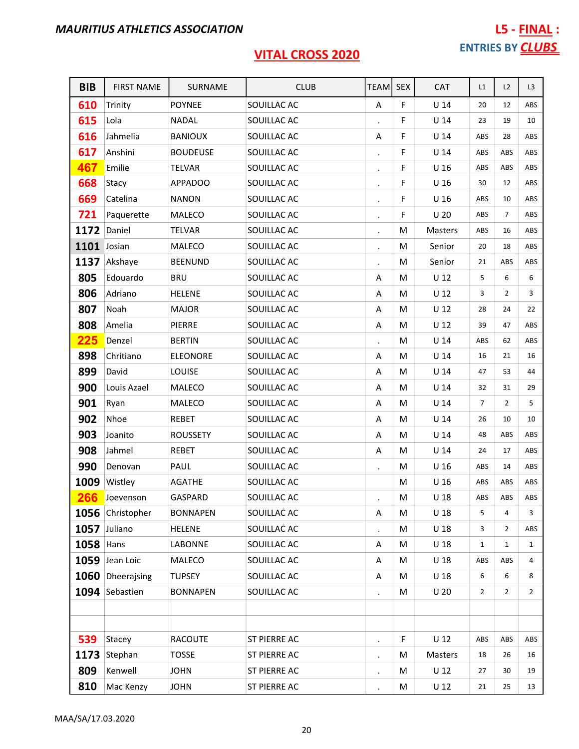**MAURITIUS ATHLETICS ASSOCIATION**

**L5 - FINAL :**

**ENTRIES BY CLUBS**

## VITAL CROSS 2020

| BIB | FIRST NAME | SURNAME | CLUB | TEAM | SEX | CAT | L1 | L2 | L3 |
|---|---|---|---|---|---|---|---|---|---|
| 610 | Trinity | POYNEE | SOUILLAC AC | A | F | U 14 | 20 | 12 | ABS |
| 615 | Lola | NADAL | SOUILLAC AC | . | F | U 14 | 23 | 19 | 10 |
| 616 | Jahmelia | BANIOUX | SOUILLAC AC | A | F | U 14 | ABS | 28 | ABS |
| 617 | Anshini | BOUDEUSE | SOUILLAC AC | . | F | U 14 | ABS | ABS | ABS |
| 467 | Emilie | TELVAR | SOUILLAC AC | . | F | U 16 | ABS | ABS | ABS |
| 668 | Stacy | APPADOO | SOUILLAC AC | . | F | U 16 | 30 | 12 | ABS |
| 669 | Catelina | NANON | SOUILLAC AC | . | F | U 16 | ABS | 10 | ABS |
| 721 | Paquerette | MALECO | SOUILLAC AC | . | F | U 20 | ABS | 7 | ABS |
| 1172 | Daniel | TELVAR | SOUILLAC AC | . | M | Masters | ABS | 16 | ABS |
| 1101 | Josian | MALECO | SOUILLAC AC | . | M | Senior | 20 | 18 | ABS |
| 1137 | Akshaye | BEENUND | SOUILLAC AC | . | M | Senior | 21 | ABS | ABS |
| 805 | Edouardo | BRU | SOUILLAC AC | A | M | U 12 | 5 | 6 | 6 |
| 806 | Adriano | HELENE | SOUILLAC AC | A | M | U 12 | 3 | 2 | 3 |
| 807 | Noah | MAJOR | SOUILLAC AC | A | M | U 12 | 28 | 24 | 22 |
| 808 | Amelia | PIERRE | SOUILLAC AC | A | M | U 12 | 39 | 47 | ABS |
| 225 | Denzel | BERTIN | SOUILLAC AC | . | M | U 14 | ABS | 62 | ABS |
| 898 | Chritiano | ELEONORE | SOUILLAC AC | A | M | U 14 | 16 | 21 | 16 |
| 899 | David | LOUISE | SOUILLAC AC | A | M | U 14 | 47 | 53 | 44 |
| 900 | Louis Azael | MALECO | SOUILLAC AC | A | M | U 14 | 32 | 31 | 29 |
| 901 | Ryan | MALECO | SOUILLAC AC | A | M | U 14 | 7 | 2 | 5 |
| 902 | Nhoe | REBET | SOUILLAC AC | A | M | U 14 | 26 | 10 | 10 |
| 903 | Joanito | ROUSSETY | SOUILLAC AC | A | M | U 14 | 48 | ABS | ABS |
| 908 | Jahmel | REBET | SOUILLAC AC | A | M | U 14 | 24 | 17 | ABS |
| 990 | Denovan | PAUL | SOUILLAC AC | . | M | U 16 | ABS | 14 | ABS |
| 1009 | Wistley | AGATHE | SOUILLAC AC | | M | U 16 | ABS | ABS | ABS |
| 266 | Joevenson | GASPARD | SOUILLAC AC | . | M | U 18 | ABS | ABS | ABS |
| 1056 | Christopher | BONNAPEN | SOUILLAC AC | A | M | U 18 | 5 | 4 | 3 |
| 1057 | Juliano | HELENE | SOUILLAC AC | . | M | U 18 | 3 | 2 | ABS |
| 1058 | Hans | LABONNE | SOUILLAC AC | A | M | U 18 | 1 | 1 | 1 |
| 1059 | Jean Loic | MALECO | SOUILLAC AC | A | M | U 18 | ABS | ABS | 4 |
| 1060 | Dheerajsing | TUPSEY | SOUILLAC AC | A | M | U 18 | 6 | 6 | 8 |
| 1094 | Sebastien | BONNAPEN | SOUILLAC AC | . | M | U 20 | 2 | 2 | 2 |
| | | | | | | | | | |
| | | | | | | | | | |
| 539 | Stacey | RACOUTE | ST PIERRE AC | . | F | U 12 | ABS | ABS | ABS |
| 1173 | Stephan | TOSSE | ST PIERRE AC | . | M | Masters | 18 | 26 | 16 |
| 809 | Kenwell | JOHN | ST PIERRE AC | . | M | U 12 | 27 | 30 | 19 |
| 810 | Mac Kenzy | JOHN | ST PIERRE AC | . | M | U 12 | 21 | 25 | 13 |

MAA/SA/17.03.2020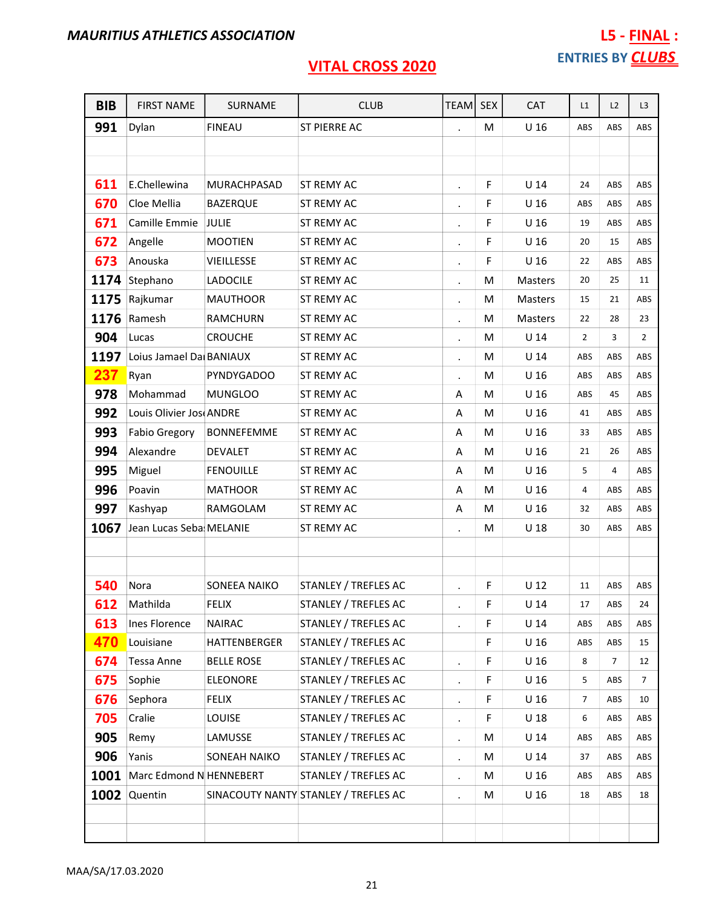**MAURITIUS ATHLETICS ASSOCIATION**

**L5 - FINAL :**

**ENTRIES BY CLUBS**

## VITAL CROSS 2020

| BIB | FIRST NAME | SURNAME | CLUB | TEAM | SEX | CAT | L1 | L2 | L3 |
|---|---|---|---|---|---|---|---|---|---|
| 991 | Dylan | FINEAU | ST PIERRE AC | . | M | U 16 | ABS | ABS | ABS |
| | | | | | | | | | |
| | | | | | | | | | |
| 611 | E.Chellewina | MURACHPASAD | ST REMY AC | . | F | U 14 | 24 | ABS | ABS |
| 670 | Cloe Mellia | BAZERQUE | ST REMY AC | . | F | U 16 | ABS | ABS | ABS |
| 671 | Camille Emmie | JULIE | ST REMY AC | . | F | U 16 | 19 | ABS | ABS |
| 672 | Angelle | MOOTIEN | ST REMY AC | . | F | U 16 | 20 | 15 | ABS |
| 673 | Anouska | VIEILLESSE | ST REMY AC | . | F | U 16 | 22 | ABS | ABS |
| 1174 | Stephano | LADOCILE | ST REMY AC | . | M | Masters | 20 | 25 | 11 |
| 1175 | Rajkumar | MAUTHOOR | ST REMY AC | . | M | Masters | 15 | 21 | ABS |
| 1176 | Ramesh | RAMCHURN | ST REMY AC | . | M | Masters | 22 | 28 | 23 |
| 904 | Lucas | CROUCHE | ST REMY AC | . | M | U 14 | 2 | 3 | 2 |
| 1197 | Loius Jamael Dai | BANIAUX | ST REMY AC | . | M | U 14 | ABS | ABS | ABS |
| 237 | Ryan | PYNDYGADOO | ST REMY AC | . | M | U 16 | ABS | ABS | ABS |
| 978 | Mohammad | MUNGLOO | ST REMY AC | A | M | U 16 | ABS | 45 | ABS |
| 992 | Louis Olivier Jos | ANDRE | ST REMY AC | A | M | U 16 | 41 | ABS | ABS |
| 993 | Fabio Gregory | BONNEFEMME | ST REMY AC | A | M | U 16 | 33 | ABS | ABS |
| 994 | Alexandre | DEVALET | ST REMY AC | A | M | U 16 | 21 | 26 | ABS |
| 995 | Miguel | FENOUILLE | ST REMY AC | A | M | U 16 | 5 | 4 | ABS |
| 996 | Poavin | MATHOOR | ST REMY AC | A | M | U 16 | 4 | ABS | ABS |
| 997 | Kashyap | RAMGOLAM | ST REMY AC | A | M | U 16 | 32 | ABS | ABS |
| 1067 | Jean Lucas Seba | MELANIE | ST REMY AC | . | M | U 18 | 30 | ABS | ABS |
| | | | | | | | | | |
| | | | | | | | | | |
| 540 | Nora | SONEEA NAIKO | STANLEY / TREFLES AC | . | F | U 12 | 11 | ABS | ABS |
| 612 | Mathilda | FELIX | STANLEY / TREFLES AC | . | F | U 14 | 17 | ABS | 24 |
| 613 | Ines Florence | NAIRAC | STANLEY / TREFLES AC | . | F | U 14 | ABS | ABS | ABS |
| 470 | Louisiane | HATTENBERGER | STANLEY / TREFLES AC | | F | U 16 | ABS | ABS | 15 |
| 674 | Tessa Anne | BELLE ROSE | STANLEY / TREFLES AC | . | F | U 16 | 8 | 7 | 12 |
| 675 | Sophie | ELEONORE | STANLEY / TREFLES AC | . | F | U 16 | 5 | ABS | 7 |
| 676 | Sephora | FELIX | STANLEY / TREFLES AC | . | F | U 16 | 7 | ABS | 10 |
| 705 | Cralie | LOUISE | STANLEY / TREFLES AC | . | F | U 18 | 6 | ABS | ABS |
| 905 | Remy | LAMUSSE | STANLEY / TREFLES AC | . | M | U 14 | ABS | ABS | ABS |
| 906 | Yanis | SONEAH NAIKO | STANLEY / TREFLES AC | . | M | U 14 | 37 | ABS | ABS |
| 1001 | Marc Edmond N | HENNEBERT | STANLEY / TREFLES AC | . | M | U 16 | ABS | ABS | ABS |
| 1002 | Quentin | SINACOUTY NANTY | STANLEY / TREFLES AC | . | M | U 16 | 18 | ABS | 18 |
| | | | | | | | | | |
| | | | | | | | | | |

MAA/SA/17.03.2020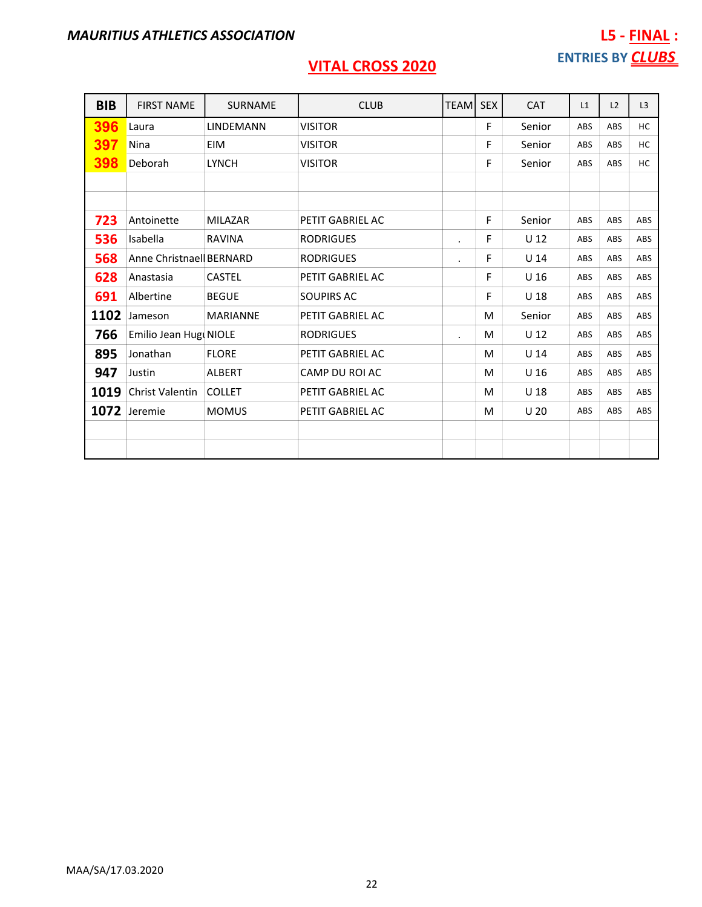*MAURITIUS ATHLETICS ASSOCIATION*

**L5 - FINAL :**

**ENTRIES BY CLUBS**

## VITAL CROSS 2020

| BIB | FIRST NAME | SURNAME | CLUB | TEAM | SEX | CAT | L1 | L2 | L3 |
|---|---|---|---|---|---|---|---|---|---|
| 396 | Laura | LINDEMANN | VISITOR | | F | Senior | ABS | ABS | HC |
| 397 | Nina | EIM | VISITOR | | F | Senior | ABS | ABS | HC |
| 398 | Deborah | LYNCH | VISITOR | | F | Senior | ABS | ABS | HC |
| | | | | | | | | | |
| | | | | | | | | | |
| 723 | Antoinette | MILAZAR | PETIT GABRIEL AC | | F | Senior | ABS | ABS | ABS |
| 536 | Isabella | RAVINA | RODRIGUES | . | F | U 12 | ABS | ABS | ABS |
| 568 | Anne Christnaell | BERNARD | RODRIGUES | . | F | U 14 | ABS | ABS | ABS |
| 628 | Anastasia | CASTEL | PETIT GABRIEL AC | | F | U 16 | ABS | ABS | ABS |
| 691 | Albertine | BEGUE | SOUPIRS AC | | F | U 18 | ABS | ABS | ABS |
| 1102 | Jameson | MARIANNE | PETIT GABRIEL AC | | M | Senior | ABS | ABS | ABS |
| 766 | Emilio Jean Hugu | NIOLE | RODRIGUES | . | M | U 12 | ABS | ABS | ABS |
| 895 | Jonathan | FLORE | PETIT GABRIEL AC | | M | U 14 | ABS | ABS | ABS |
| 947 | Justin | ALBERT | CAMP DU ROI AC | | M | U 16 | ABS | ABS | ABS |
| 1019 | Christ Valentin | COLLET | PETIT GABRIEL AC | | M | U 18 | ABS | ABS | ABS |
| 1072 | Jeremie | MOMUS | PETIT GABRIEL AC | | M | U 20 | ABS | ABS | ABS |
| | | | | | | | | | |
| | | | | | | | | | |

MAA/SA/17.03.2020